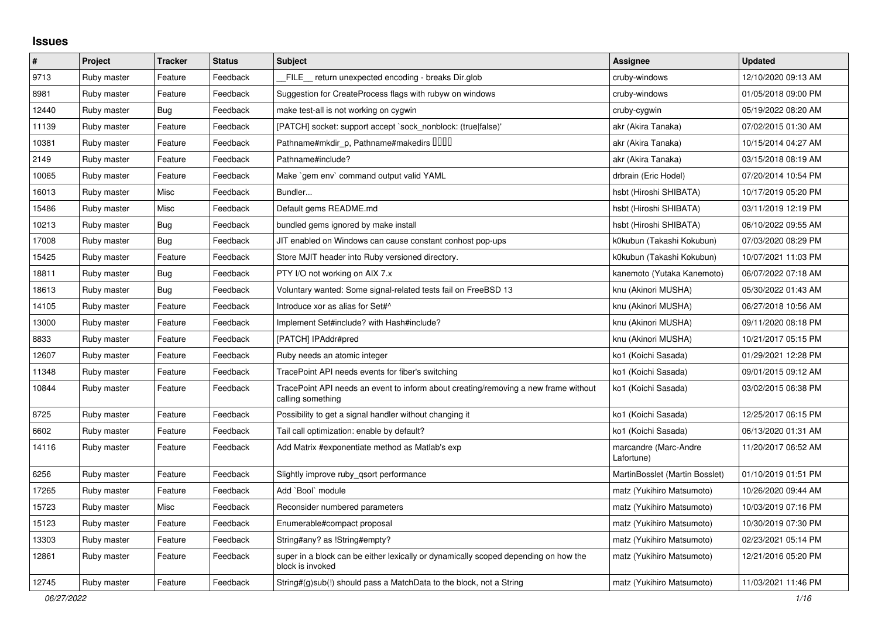## Issues

| # | Project | Tracker | Status | Subject | Assignee | Updated |
|---|---|---|---|---|---|---|
| 9713 | Ruby master | Feature | Feedback | __FILE__ return unexpected encoding - breaks Dir.glob | cruby-windows | 12/10/2020 09:13 AM |
| 8981 | Ruby master | Feature | Feedback | Suggestion for CreateProcess flags with rubyw on windows | cruby-windows | 01/05/2018 09:00 PM |
| 12440 | Ruby master | Bug | Feedback | make test-all is not working on cygwin | cruby-cygwin | 05/19/2022 08:20 AM |
| 11139 | Ruby master | Feature | Feedback | [PATCH] socket: support accept `sock_nonblock: (true\|false)' | akr (Akira Tanaka) | 07/02/2015 01:30 AM |
| 10381 | Ruby master | Feature | Feedback | Pathname#mkdir_p, Pathname#makedirs ���� | akr (Akira Tanaka) | 10/15/2014 04:27 AM |
| 2149 | Ruby master | Feature | Feedback | Pathname#include? | akr (Akira Tanaka) | 03/15/2018 08:19 AM |
| 10065 | Ruby master | Feature | Feedback | Make `gem env` command output valid YAML | drbrain (Eric Hodel) | 07/20/2014 10:54 PM |
| 16013 | Ruby master | Misc | Feedback | Bundler... | hsbt (Hiroshi SHIBATA) | 10/17/2019 05:20 PM |
| 15486 | Ruby master | Misc | Feedback | Default gems README.md | hsbt (Hiroshi SHIBATA) | 03/11/2019 12:19 PM |
| 10213 | Ruby master | Bug | Feedback | bundled gems ignored by make install | hsbt (Hiroshi SHIBATA) | 06/10/2022 09:55 AM |
| 17008 | Ruby master | Bug | Feedback | JIT enabled on Windows can cause constant conhost pop-ups | k0kubun (Takashi Kokubun) | 07/03/2020 08:29 PM |
| 15425 | Ruby master | Feature | Feedback | Store MJIT header into Ruby versioned directory. | k0kubun (Takashi Kokubun) | 10/07/2021 11:03 PM |
| 18811 | Ruby master | Bug | Feedback | PTY I/O not working on AIX 7.x | kanemoto (Yutaka Kanemoto) | 06/07/2022 07:18 AM |
| 18613 | Ruby master | Bug | Feedback | Voluntary wanted: Some signal-related tests fail on FreeBSD 13 | knu (Akinori MUSHA) | 05/30/2022 01:43 AM |
| 14105 | Ruby master | Feature | Feedback | Introduce xor as alias for Set#^ | knu (Akinori MUSHA) | 06/27/2018 10:56 AM |
| 13000 | Ruby master | Feature | Feedback | Implement Set#include? with Hash#include? | knu (Akinori MUSHA) | 09/11/2020 08:18 PM |
| 8833 | Ruby master | Feature | Feedback | [PATCH] IPAddr#pred | knu (Akinori MUSHA) | 10/21/2017 05:15 PM |
| 12607 | Ruby master | Feature | Feedback | Ruby needs an atomic integer | ko1 (Koichi Sasada) | 01/29/2021 12:28 PM |
| 11348 | Ruby master | Feature | Feedback | TracePoint API needs events for fiber's switching | ko1 (Koichi Sasada) | 09/01/2015 09:12 AM |
| 10844 | Ruby master | Feature | Feedback | TracePoint API needs an event to inform about creating/removing a new frame without calling something | ko1 (Koichi Sasada) | 03/02/2015 06:38 PM |
| 8725 | Ruby master | Feature | Feedback | Possibility to get a signal handler without changing it | ko1 (Koichi Sasada) | 12/25/2017 06:15 PM |
| 6602 | Ruby master | Feature | Feedback | Tail call optimization: enable by default? | ko1 (Koichi Sasada) | 06/13/2020 01:31 AM |
| 14116 | Ruby master | Feature | Feedback | Add Matrix #exponentiate method as Matlab's exp | marcandre (Marc-Andre Lafortune) | 11/20/2017 06:52 AM |
| 6256 | Ruby master | Feature | Feedback | Slightly improve ruby_qsort performance | MartinBosslet (Martin Bosslet) | 01/10/2019 01:51 PM |
| 17265 | Ruby master | Feature | Feedback | Add `Bool` module | matz (Yukihiro Matsumoto) | 10/26/2020 09:44 AM |
| 15723 | Ruby master | Misc | Feedback | Reconsider numbered parameters | matz (Yukihiro Matsumoto) | 10/03/2019 07:16 PM |
| 15123 | Ruby master | Feature | Feedback | Enumerable#compact proposal | matz (Yukihiro Matsumoto) | 10/30/2019 07:30 PM |
| 13303 | Ruby master | Feature | Feedback | String#any? as !String#empty? | matz (Yukihiro Matsumoto) | 02/23/2021 05:14 PM |
| 12861 | Ruby master | Feature | Feedback | super in a block can be either lexically or dynamically scoped depending on how the block is invoked | matz (Yukihiro Matsumoto) | 12/21/2016 05:20 PM |
| 12745 | Ruby master | Feature | Feedback | String#(g)sub(!) should pass a MatchData to the block, not a String | matz (Yukihiro Matsumoto) | 11/03/2021 11:46 PM |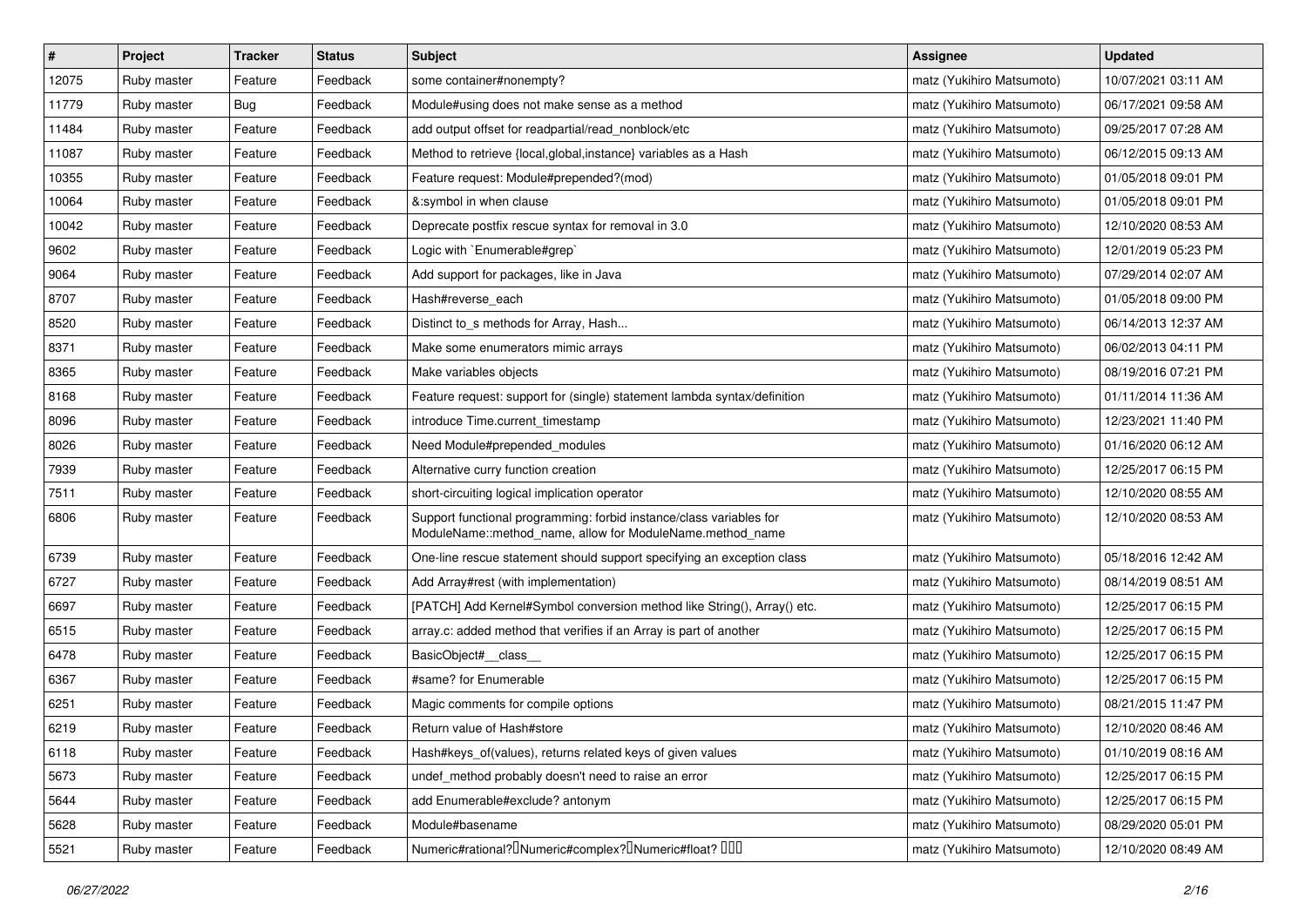| # | Project | Tracker | Status | Subject | Assignee | Updated |
|---|---|---|---|---|---|---|
| 12075 | Ruby master | Feature | Feedback | some container#nonempty? | matz (Yukihiro Matsumoto) | 10/07/2021 03:11 AM |
| 11779 | Ruby master | Bug | Feedback | Module#using does not make sense as a method | matz (Yukihiro Matsumoto) | 06/17/2021 09:58 AM |
| 11484 | Ruby master | Feature | Feedback | add output offset for readpartial/read_nonblock/etc | matz (Yukihiro Matsumoto) | 09/25/2017 07:28 AM |
| 11087 | Ruby master | Feature | Feedback | Method to retrieve {local,global,instance} variables as a Hash | matz (Yukihiro Matsumoto) | 06/12/2015 09:13 AM |
| 10355 | Ruby master | Feature | Feedback | Feature request: Module#prepended?(mod) | matz (Yukihiro Matsumoto) | 01/05/2018 09:01 PM |
| 10064 | Ruby master | Feature | Feedback | &:symbol in when clause | matz (Yukihiro Matsumoto) | 01/05/2018 09:01 PM |
| 10042 | Ruby master | Feature | Feedback | Deprecate postfix rescue syntax for removal in 3.0 | matz (Yukihiro Matsumoto) | 12/10/2020 08:53 AM |
| 9602 | Ruby master | Feature | Feedback | Logic with `Enumerable#grep` | matz (Yukihiro Matsumoto) | 12/01/2019 05:23 PM |
| 9064 | Ruby master | Feature | Feedback | Add support for packages, like in Java | matz (Yukihiro Matsumoto) | 07/29/2014 02:07 AM |
| 8707 | Ruby master | Feature | Feedback | Hash#reverse_each | matz (Yukihiro Matsumoto) | 01/05/2018 09:00 PM |
| 8520 | Ruby master | Feature | Feedback | Distinct to_s methods for Array, Hash... | matz (Yukihiro Matsumoto) | 06/14/2013 12:37 AM |
| 8371 | Ruby master | Feature | Feedback | Make some enumerators mimic arrays | matz (Yukihiro Matsumoto) | 06/02/2013 04:11 PM |
| 8365 | Ruby master | Feature | Feedback | Make variables objects | matz (Yukihiro Matsumoto) | 08/19/2016 07:21 PM |
| 8168 | Ruby master | Feature | Feedback | Feature request: support for (single) statement lambda syntax/definition | matz (Yukihiro Matsumoto) | 01/11/2014 11:36 AM |
| 8096 | Ruby master | Feature | Feedback | introduce Time.current_timestamp | matz (Yukihiro Matsumoto) | 12/23/2021 11:40 PM |
| 8026 | Ruby master | Feature | Feedback | Need Module#prepended_modules | matz (Yukihiro Matsumoto) | 01/16/2020 06:12 AM |
| 7939 | Ruby master | Feature | Feedback | Alternative curry function creation | matz (Yukihiro Matsumoto) | 12/25/2017 06:15 PM |
| 7511 | Ruby master | Feature | Feedback | short-circuiting logical implication operator | matz (Yukihiro Matsumoto) | 12/10/2020 08:55 AM |
| 6806 | Ruby master | Feature | Feedback | Support functional programming: forbid instance/class variables for ModuleName::method_name, allow for ModuleName.method_name | matz (Yukihiro Matsumoto) | 12/10/2020 08:53 AM |
| 6739 | Ruby master | Feature | Feedback | One-line rescue statement should support specifying an exception class | matz (Yukihiro Matsumoto) | 05/18/2016 12:42 AM |
| 6727 | Ruby master | Feature | Feedback | Add Array#rest (with implementation) | matz (Yukihiro Matsumoto) | 08/14/2019 08:51 AM |
| 6697 | Ruby master | Feature | Feedback | [PATCH] Add Kernel#Symbol conversion method like String(), Array() etc. | matz (Yukihiro Matsumoto) | 12/25/2017 06:15 PM |
| 6515 | Ruby master | Feature | Feedback | array.c: added method that verifies if an Array is part of another | matz (Yukihiro Matsumoto) | 12/25/2017 06:15 PM |
| 6478 | Ruby master | Feature | Feedback | BasicObject#__class__ | matz (Yukihiro Matsumoto) | 12/25/2017 06:15 PM |
| 6367 | Ruby master | Feature | Feedback | #same? for Enumerable | matz (Yukihiro Matsumoto) | 12/25/2017 06:15 PM |
| 6251 | Ruby master | Feature | Feedback | Magic comments for compile options | matz (Yukihiro Matsumoto) | 08/21/2015 11:47 PM |
| 6219 | Ruby master | Feature | Feedback | Return value of Hash#store | matz (Yukihiro Matsumoto) | 12/10/2020 08:46 AM |
| 6118 | Ruby master | Feature | Feedback | Hash#keys_of(values), returns related keys of given values | matz (Yukihiro Matsumoto) | 01/10/2019 08:16 AM |
| 5673 | Ruby master | Feature | Feedback | undef_method probably doesn't need to raise an error | matz (Yukihiro Matsumoto) | 12/25/2017 06:15 PM |
| 5644 | Ruby master | Feature | Feedback | add Enumerable#exclude? antonym | matz (Yukihiro Matsumoto) | 12/25/2017 06:15 PM |
| 5628 | Ruby master | Feature | Feedback | Module#basename | matz (Yukihiro Matsumoto) | 08/29/2020 05:01 PM |
| 5521 | Ruby master | Feature | Feedback | Numeric#rational?□Numeric#complex?□Numeric#float? □□□ | matz (Yukihiro Matsumoto) | 12/10/2020 08:49 AM |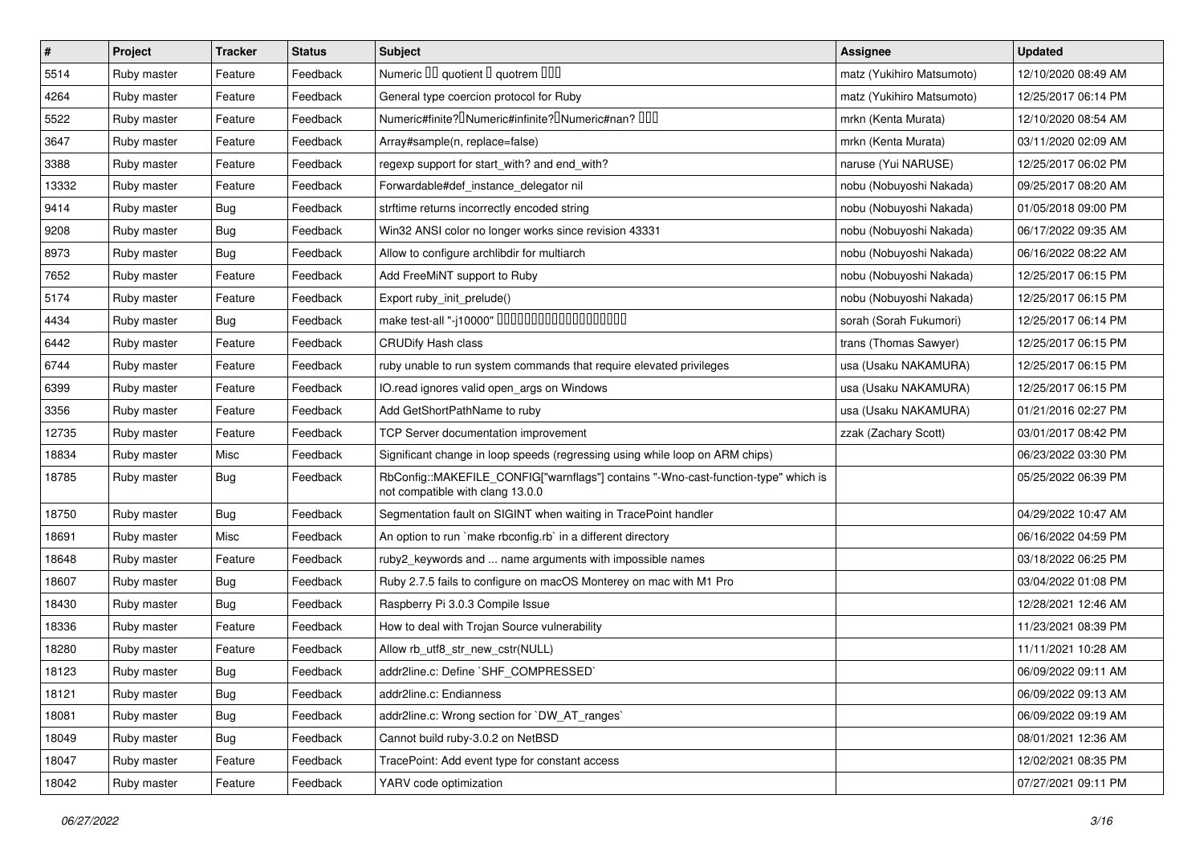| # | Project | Tracker | Status | Subject | Assignee | Updated |
|---|---|---|---|---|---|---|
| 5514 | Ruby master | Feature | Feedback | Numeric ▯▯ quotient ▯ quotrem ▯▯▯ | matz (Yukihiro Matsumoto) | 12/10/2020 08:49 AM |
| 4264 | Ruby master | Feature | Feedback | General type coercion protocol for Ruby | matz (Yukihiro Matsumoto) | 12/25/2017 06:14 PM |
| 5522 | Ruby master | Feature | Feedback | Numeric#finite?▯Numeric#infinite?▯Numeric#nan? ▯▯▯ | mrkn (Kenta Murata) | 12/10/2020 08:54 AM |
| 3647 | Ruby master | Feature | Feedback | Array#sample(n, replace=false) | mrkn (Kenta Murata) | 03/11/2020 02:09 AM |
| 3388 | Ruby master | Feature | Feedback | regexp support for start_with? and end_with? | naruse (Yui NARUSE) | 12/25/2017 06:02 PM |
| 13332 | Ruby master | Feature | Feedback | Forwardable#def_instance_delegator nil | nobu (Nobuyoshi Nakada) | 09/25/2017 08:20 AM |
| 9414 | Ruby master | Bug | Feedback | strftime returns incorrectly encoded string | nobu (Nobuyoshi Nakada) | 01/05/2018 09:00 PM |
| 9208 | Ruby master | Bug | Feedback | Win32 ANSI color no longer works since revision 43331 | nobu (Nobuyoshi Nakada) | 06/17/2022 09:35 AM |
| 8973 | Ruby master | Bug | Feedback | Allow to configure archlibdir for multiarch | nobu (Nobuyoshi Nakada) | 06/16/2022 08:22 AM |
| 7652 | Ruby master | Feature | Feedback | Add FreeMiNT support to Ruby | nobu (Nobuyoshi Nakada) | 12/25/2017 06:15 PM |
| 5174 | Ruby master | Feature | Feedback | Export ruby_init_prelude() | nobu (Nobuyoshi Nakada) | 12/25/2017 06:15 PM |
| 4434 | Ruby master | Bug | Feedback | make test-all "-j10000" ▯▯▯▯▯▯▯▯▯▯▯▯▯▯▯▯▯▯▯▯ | sorah (Sorah Fukumori) | 12/25/2017 06:14 PM |
| 6442 | Ruby master | Feature | Feedback | CRUDify Hash class | trans (Thomas Sawyer) | 12/25/2017 06:15 PM |
| 6744 | Ruby master | Feature | Feedback | ruby unable to run system commands that require elevated privileges | usa (Usaku NAKAMURA) | 12/25/2017 06:15 PM |
| 6399 | Ruby master | Feature | Feedback | IO.read ignores valid open_args on Windows | usa (Usaku NAKAMURA) | 12/25/2017 06:15 PM |
| 3356 | Ruby master | Feature | Feedback | Add GetShortPathName to ruby | usa (Usaku NAKAMURA) | 01/21/2016 02:27 PM |
| 12735 | Ruby master | Feature | Feedback | TCP Server documentation improvement | zzak (Zachary Scott) | 03/01/2017 08:42 PM |
| 18834 | Ruby master | Misc | Feedback | Significant change in loop speeds (regressing using while loop on ARM chips) | | 06/23/2022 03:30 PM |
| 18785 | Ruby master | Bug | Feedback | RbConfig::MAKEFILE_CONFIG["warnflags"] contains "-Wno-cast-function-type" which is not compatible with clang 13.0.0 | | 05/25/2022 06:39 PM |
| 18750 | Ruby master | Bug | Feedback | Segmentation fault on SIGINT when waiting in TracePoint handler | | 04/29/2022 10:47 AM |
| 18691 | Ruby master | Misc | Feedback | An option to run `make rbconfig.rb` in a different directory | | 06/16/2022 04:59 PM |
| 18648 | Ruby master | Feature | Feedback | ruby2_keywords and ... name arguments with impossible names | | 03/18/2022 06:25 PM |
| 18607 | Ruby master | Bug | Feedback | Ruby 2.7.5 fails to configure on macOS Monterey on mac with M1 Pro | | 03/04/2022 01:08 PM |
| 18430 | Ruby master | Bug | Feedback | Raspberry Pi 3.0.3 Compile Issue | | 12/28/2021 12:46 AM |
| 18336 | Ruby master | Feature | Feedback | How to deal with Trojan Source vulnerability | | 11/23/2021 08:39 PM |
| 18280 | Ruby master | Feature | Feedback | Allow rb_utf8_str_new_cstr(NULL) | | 11/11/2021 10:28 AM |
| 18123 | Ruby master | Bug | Feedback | addr2line.c: Define `SHF_COMPRESSED` | | 06/09/2022 09:11 AM |
| 18121 | Ruby master | Bug | Feedback | addr2line.c: Endianness | | 06/09/2022 09:13 AM |
| 18081 | Ruby master | Bug | Feedback | addr2line.c: Wrong section for `DW_AT_ranges` | | 06/09/2022 09:19 AM |
| 18049 | Ruby master | Bug | Feedback | Cannot build ruby-3.0.2 on NetBSD | | 08/01/2021 12:36 AM |
| 18047 | Ruby master | Feature | Feedback | TracePoint: Add event type for constant access | | 12/02/2021 08:35 PM |
| 18042 | Ruby master | Feature | Feedback | YARV code optimization | | 07/27/2021 09:11 PM |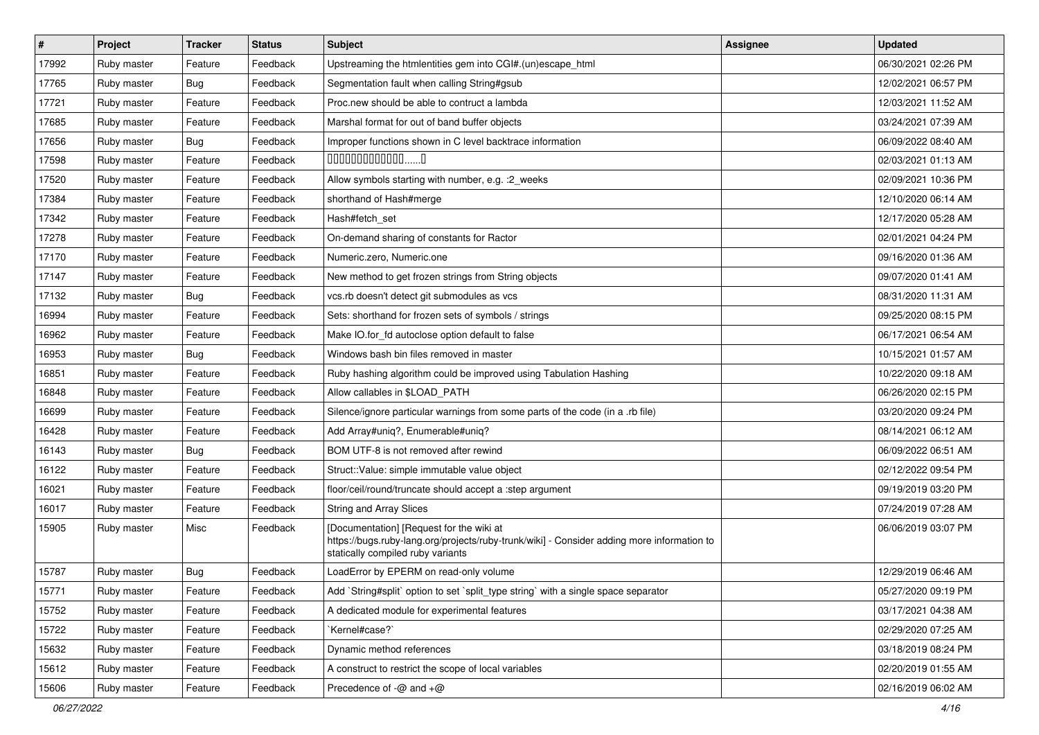| # | Project | Tracker | Status | Subject | Assignee | Updated |
| --- | --- | --- | --- | --- | --- | --- |
| 17992 | Ruby master | Feature | Feedback | Upstreaming the htmlentities gem into CGI#.(un)escape_html | | 06/30/2021 02:26 PM |
| 17765 | Ruby master | Bug | Feedback | Segmentation fault when calling String#gsub | | 12/02/2021 06:57 PM |
| 17721 | Ruby master | Feature | Feedback | Proc.new should be able to contruct a lambda | | 12/03/2021 11:52 AM |
| 17685 | Ruby master | Feature | Feedback | Marshal format for out of band buffer objects | | 03/24/2021 07:39 AM |
| 17656 | Ruby master | Bug | Feedback | Improper functions shown in C level backtrace information | | 06/09/2022 08:40 AM |
| 17598 | Ruby master | Feature | Feedback | 0000000000000......0 | | 02/03/2021 01:13 AM |
| 17520 | Ruby master | Feature | Feedback | Allow symbols starting with number, e.g. :2_weeks | | 02/09/2021 10:36 PM |
| 17384 | Ruby master | Feature | Feedback | shorthand of Hash#merge | | 12/10/2020 06:14 AM |
| 17342 | Ruby master | Feature | Feedback | Hash#fetch_set | | 12/17/2020 05:28 AM |
| 17278 | Ruby master | Feature | Feedback | On-demand sharing of constants for Ractor | | 02/01/2021 04:24 PM |
| 17170 | Ruby master | Feature | Feedback | Numeric.zero, Numeric.one | | 09/16/2020 01:36 AM |
| 17147 | Ruby master | Feature | Feedback | New method to get frozen strings from String objects | | 09/07/2020 01:41 AM |
| 17132 | Ruby master | Bug | Feedback | vcs.rb doesn't detect git submodules as vcs | | 08/31/2020 11:31 AM |
| 16994 | Ruby master | Feature | Feedback | Sets: shorthand for frozen sets of symbols / strings | | 09/25/2020 08:15 PM |
| 16962 | Ruby master | Feature | Feedback | Make IO.for_fd autoclose option default to false | | 06/17/2021 06:54 AM |
| 16953 | Ruby master | Bug | Feedback | Windows bash bin files removed in master | | 10/15/2021 01:57 AM |
| 16851 | Ruby master | Feature | Feedback | Ruby hashing algorithm could be improved using Tabulation Hashing | | 10/22/2020 09:18 AM |
| 16848 | Ruby master | Feature | Feedback | Allow callables in $LOAD_PATH | | 06/26/2020 02:15 PM |
| 16699 | Ruby master | Feature | Feedback | Silence/ignore particular warnings from some parts of the code (in a .rb file) | | 03/20/2020 09:24 PM |
| 16428 | Ruby master | Feature | Feedback | Add Array#uniq?, Enumerable#uniq? | | 08/14/2021 06:12 AM |
| 16143 | Ruby master | Bug | Feedback | BOM UTF-8 is not removed after rewind | | 06/09/2022 06:51 AM |
| 16122 | Ruby master | Feature | Feedback | Struct::Value: simple immutable value object | | 02/12/2022 09:54 PM |
| 16021 | Ruby master | Feature | Feedback | floor/ceil/round/truncate should accept a :step argument | | 09/19/2019 03:20 PM |
| 16017 | Ruby master | Feature | Feedback | String and Array Slices | | 07/24/2019 07:28 AM |
| 15905 | Ruby master | Misc | Feedback | [Documentation] [Request for the wiki at https://bugs.ruby-lang.org/projects/ruby-trunk/wiki] - Consider adding more information to statically compiled ruby variants | | 06/06/2019 03:07 PM |
| 15787 | Ruby master | Bug | Feedback | LoadError by EPERM on read-only volume | | 12/29/2019 06:46 AM |
| 15771 | Ruby master | Feature | Feedback | Add `String#split` option to set `split_type string` with a single space separator | | 05/27/2020 09:19 PM |
| 15752 | Ruby master | Feature | Feedback | A dedicated module for experimental features | | 03/17/2021 04:38 AM |
| 15722 | Ruby master | Feature | Feedback | `Kernel#case?` | | 02/29/2020 07:25 AM |
| 15632 | Ruby master | Feature | Feedback | Dynamic method references | | 03/18/2019 08:24 PM |
| 15612 | Ruby master | Feature | Feedback | A construct to restrict the scope of local variables | | 02/20/2019 01:55 AM |
| 15606 | Ruby master | Feature | Feedback | Precedence of -@ and +@ | | 02/16/2019 06:02 AM |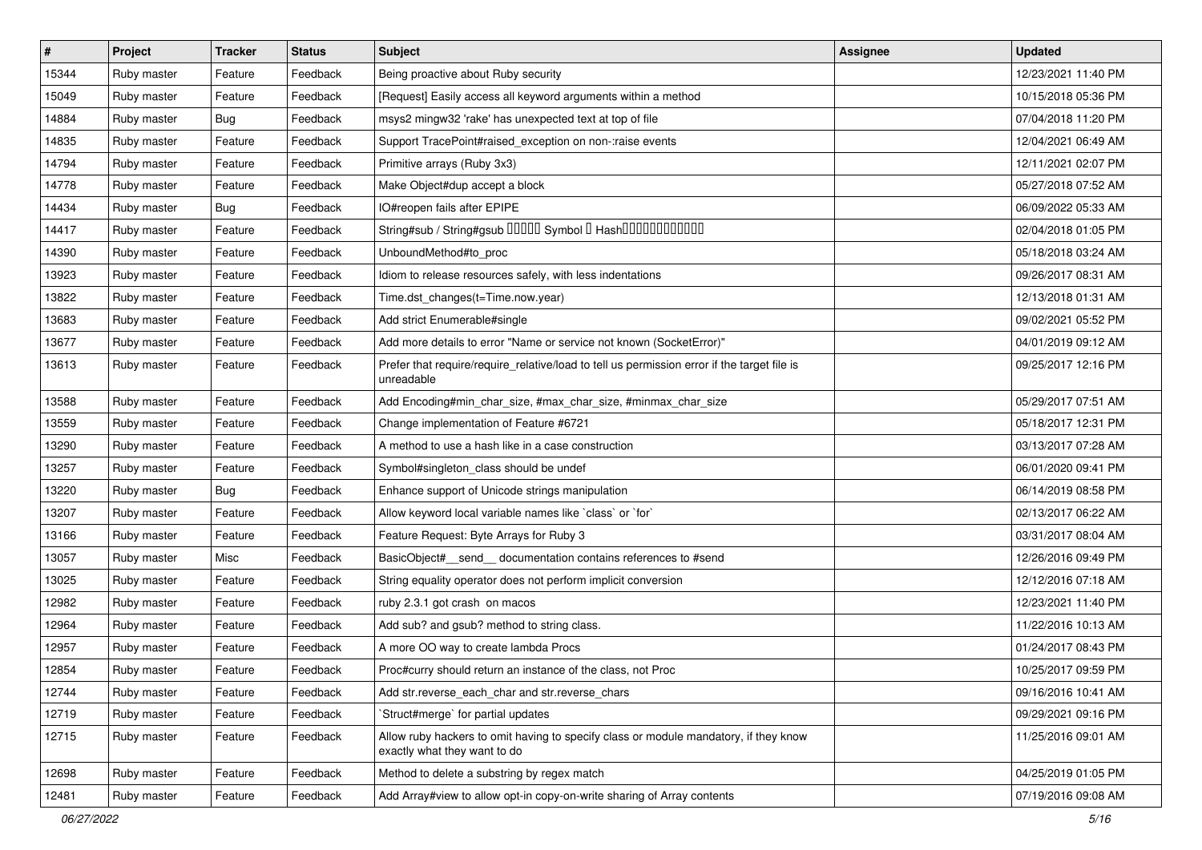| # | Project | Tracker | Status | Subject | Assignee | Updated |
|---|---|---|---|---|---|---|
| 15344 | Ruby master | Feature | Feedback | Being proactive about Ruby security | | 12/23/2021 11:40 PM |
| 15049 | Ruby master | Feature | Feedback | [Request] Easily access all keyword arguments within a method | | 10/15/2018 05:36 PM |
| 14884 | Ruby master | Bug | Feedback | msys2 mingw32 'rake' has unexpected text at top of file | | 07/04/2018 11:20 PM |
| 14835 | Ruby master | Feature | Feedback | Support TracePoint#raised_exception on non-:raise events | | 12/04/2021 06:49 AM |
| 14794 | Ruby master | Feature | Feedback | Primitive arrays (Ruby 3x3) | | 12/11/2021 02:07 PM |
| 14778 | Ruby master | Feature | Feedback | Make Object#dup accept a block | | 05/27/2018 07:52 AM |
| 14434 | Ruby master | Bug | Feedback | IO#reopen fails after EPIPE | | 06/09/2022 05:33 AM |
| 14417 | Ruby master | Feature | Feedback | String#sub / String#gsub ����� Symbol � Hash������������ | | 02/04/2018 01:05 PM |
| 14390 | Ruby master | Feature | Feedback | UnboundMethod#to_proc | | 05/18/2018 03:24 AM |
| 13923 | Ruby master | Feature | Feedback | Idiom to release resources safely, with less indentations | | 09/26/2017 08:31 AM |
| 13822 | Ruby master | Feature | Feedback | Time.dst_changes(t=Time.now.year) | | 12/13/2018 01:31 AM |
| 13683 | Ruby master | Feature | Feedback | Add strict Enumerable#single | | 09/02/2021 05:52 PM |
| 13677 | Ruby master | Feature | Feedback | Add more details to error "Name or service not known (SocketError)" | | 04/01/2019 09:12 AM |
| 13613 | Ruby master | Feature | Feedback | Prefer that require/require_relative/load to tell us permission error if the target file is unreadable | | 09/25/2017 12:16 PM |
| 13588 | Ruby master | Feature | Feedback | Add Encoding#min_char_size, #max_char_size, #minmax_char_size | | 05/29/2017 07:51 AM |
| 13559 | Ruby master | Feature | Feedback | Change implementation of Feature #6721 | | 05/18/2017 12:31 PM |
| 13290 | Ruby master | Feature | Feedback | A method to use a hash like in a case construction | | 03/13/2017 07:28 AM |
| 13257 | Ruby master | Feature | Feedback | Symbol#singleton_class should be undef | | 06/01/2020 09:41 PM |
| 13220 | Ruby master | Bug | Feedback | Enhance support of Unicode strings manipulation | | 06/14/2019 08:58 PM |
| 13207 | Ruby master | Feature | Feedback | Allow keyword local variable names like `class` or `for` | | 02/13/2017 06:22 AM |
| 13166 | Ruby master | Feature | Feedback | Feature Request: Byte Arrays for Ruby 3 | | 03/31/2017 08:04 AM |
| 13057 | Ruby master | Misc | Feedback | BasicObject#__send__ documentation contains references to #send | | 12/26/2016 09:49 PM |
| 13025 | Ruby master | Feature | Feedback | String equality operator does not perform implicit conversion | | 12/12/2016 07:18 AM |
| 12982 | Ruby master | Feature | Feedback | ruby 2.3.1 got crash on macos | | 12/23/2021 11:40 PM |
| 12964 | Ruby master | Feature | Feedback | Add sub? and gsub? method to string class. | | 11/22/2016 10:13 AM |
| 12957 | Ruby master | Feature | Feedback | A more OO way to create lambda Procs | | 01/24/2017 08:43 PM |
| 12854 | Ruby master | Feature | Feedback | Proc#curry should return an instance of the class, not Proc | | 10/25/2017 09:59 PM |
| 12744 | Ruby master | Feature | Feedback | Add str.reverse_each_char and str.reverse_chars | | 09/16/2016 10:41 AM |
| 12719 | Ruby master | Feature | Feedback | `Struct#merge` for partial updates | | 09/29/2021 09:16 PM |
| 12715 | Ruby master | Feature | Feedback | Allow ruby hackers to omit having to specify class or module mandatory, if they know exactly what they want to do | | 11/25/2016 09:01 AM |
| 12698 | Ruby master | Feature | Feedback | Method to delete a substring by regex match | | 04/25/2019 01:05 PM |
| 12481 | Ruby master | Feature | Feedback | Add Array#view to allow opt-in copy-on-write sharing of Array contents | | 07/19/2016 09:08 AM |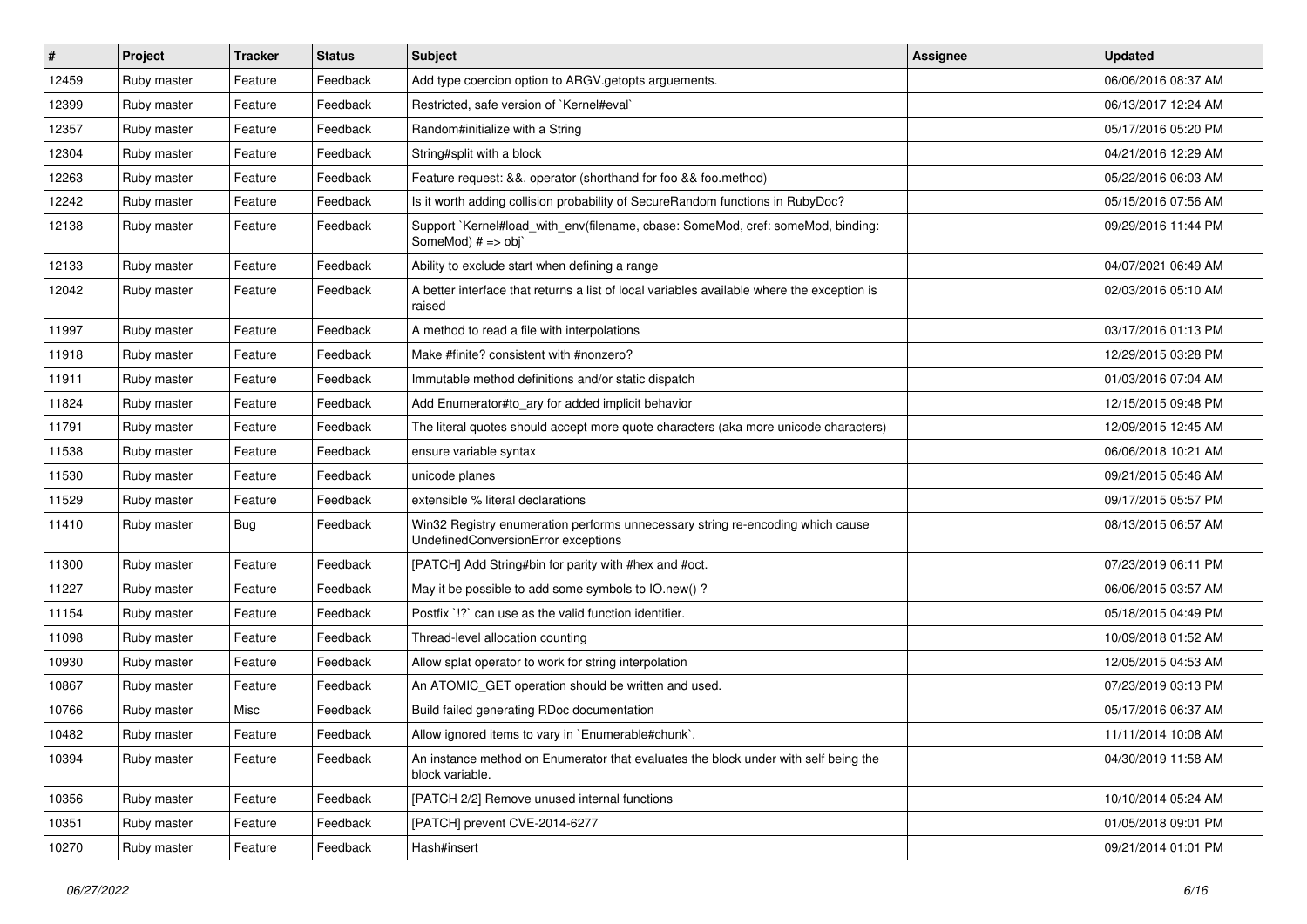| # | Project | Tracker | Status | Subject | Assignee | Updated |
|---|---|---|---|---|---|---|
| 12459 | Ruby master | Feature | Feedback | Add type coercion option to ARGV.getopts arguements. | | 06/06/2016 08:37 AM |
| 12399 | Ruby master | Feature | Feedback | Restricted, safe version of `Kernel#eval` | | 06/13/2017 12:24 AM |
| 12357 | Ruby master | Feature | Feedback | Random#initialize with a String | | 05/17/2016 05:20 PM |
| 12304 | Ruby master | Feature | Feedback | String#split with a block | | 04/21/2016 12:29 AM |
| 12263 | Ruby master | Feature | Feedback | Feature request: &&. operator (shorthand for foo && foo.method) | | 05/22/2016 06:03 AM |
| 12242 | Ruby master | Feature | Feedback | Is it worth adding collision probability of SecureRandom functions in RubyDoc? | | 05/15/2016 07:56 AM |
| 12138 | Ruby master | Feature | Feedback | Support `Kernel#load_with_env(filename, cbase: SomeMod, cref: someMod, binding: SomeMod) # => obj` | | 09/29/2016 11:44 PM |
| 12133 | Ruby master | Feature | Feedback | Ability to exclude start when defining a range | | 04/07/2021 06:49 AM |
| 12042 | Ruby master | Feature | Feedback | A better interface that returns a list of local variables available where the exception is raised | | 02/03/2016 05:10 AM |
| 11997 | Ruby master | Feature | Feedback | A method to read a file with interpolations | | 03/17/2016 01:13 PM |
| 11918 | Ruby master | Feature | Feedback | Make #finite? consistent with #nonzero? | | 12/29/2015 03:28 PM |
| 11911 | Ruby master | Feature | Feedback | Immutable method definitions and/or static dispatch | | 01/03/2016 07:04 AM |
| 11824 | Ruby master | Feature | Feedback | Add Enumerator#to_ary for added implicit behavior | | 12/15/2015 09:48 PM |
| 11791 | Ruby master | Feature | Feedback | The literal quotes should accept more quote characters (aka more unicode characters) | | 12/09/2015 12:45 AM |
| 11538 | Ruby master | Feature | Feedback | ensure variable syntax | | 06/06/2018 10:21 AM |
| 11530 | Ruby master | Feature | Feedback | unicode planes | | 09/21/2015 05:46 AM |
| 11529 | Ruby master | Feature | Feedback | extensible % literal declarations | | 09/17/2015 05:57 PM |
| 11410 | Ruby master | Bug | Feedback | Win32 Registry enumeration performs unnecessary string re-encoding which cause UndefinedConversionError exceptions | | 08/13/2015 06:57 AM |
| 11300 | Ruby master | Feature | Feedback | [PATCH] Add String#bin for parity with #hex and #oct. | | 07/23/2019 06:11 PM |
| 11227 | Ruby master | Feature | Feedback | May it be possible to add some symbols to IO.new() ? | | 06/06/2015 03:57 AM |
| 11154 | Ruby master | Feature | Feedback | Postfix `!?` can use as the valid function identifier. | | 05/18/2015 04:49 PM |
| 11098 | Ruby master | Feature | Feedback | Thread-level allocation counting | | 10/09/2018 01:52 AM |
| 10930 | Ruby master | Feature | Feedback | Allow splat operator to work for string interpolation | | 12/05/2015 04:53 AM |
| 10867 | Ruby master | Feature | Feedback | An ATOMIC_GET operation should be written and used. | | 07/23/2019 03:13 PM |
| 10766 | Ruby master | Misc | Feedback | Build failed generating RDoc documentation | | 05/17/2016 06:37 AM |
| 10482 | Ruby master | Feature | Feedback | Allow ignored items to vary in `Enumerable#chunk`. | | 11/11/2014 10:08 AM |
| 10394 | Ruby master | Feature | Feedback | An instance method on Enumerator that evaluates the block under with self being the block variable. | | 04/30/2019 11:58 AM |
| 10356 | Ruby master | Feature | Feedback | [PATCH 2/2] Remove unused internal functions | | 10/10/2014 05:24 AM |
| 10351 | Ruby master | Feature | Feedback | [PATCH] prevent CVE-2014-6277 | | 01/05/2018 09:01 PM |
| 10270 | Ruby master | Feature | Feedback | Hash#insert | | 09/21/2014 01:01 PM |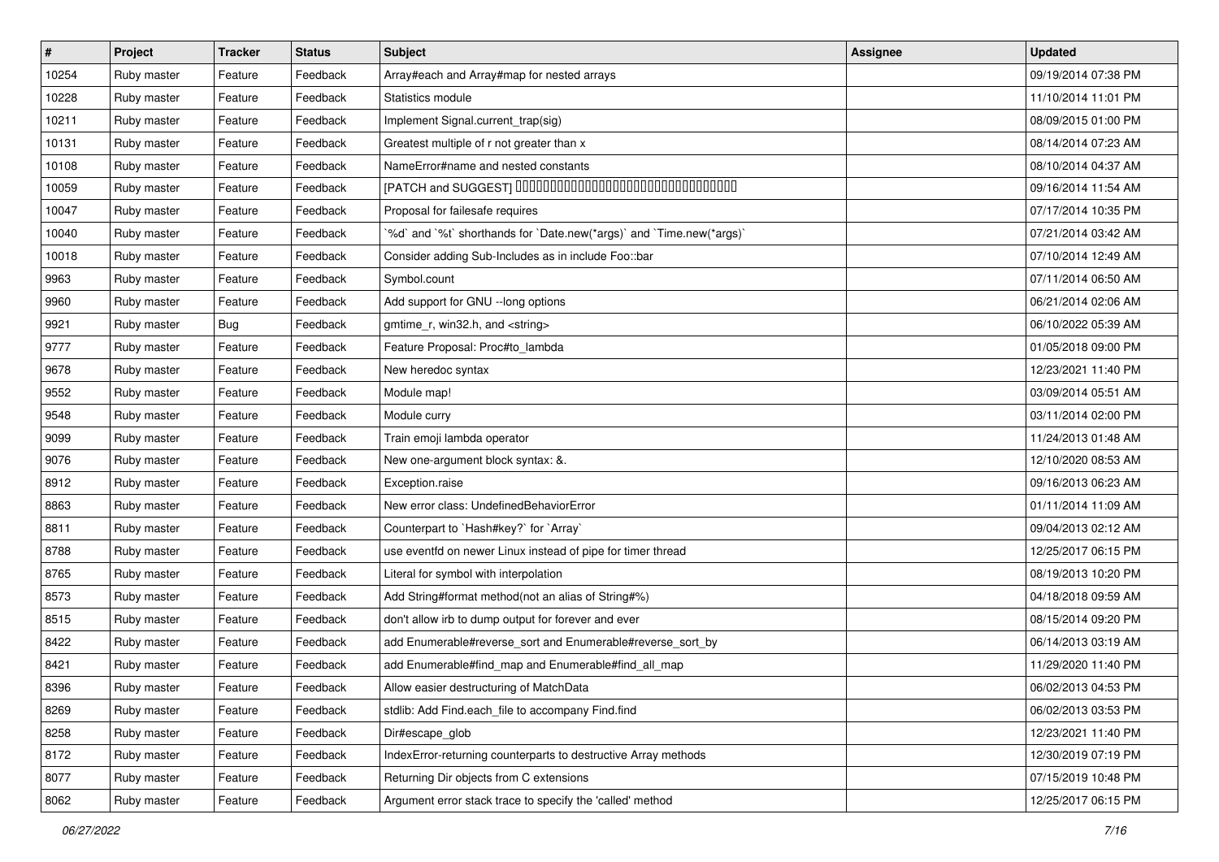| # | Project | Tracker | Status | Subject | Assignee | Updated |
|---|---|---|---|---|---|---|
| 10254 | Ruby master | Feature | Feedback | Array#each and Array#map for nested arrays | | 09/19/2014 07:38 PM |
| 10228 | Ruby master | Feature | Feedback | Statistics module | | 11/10/2014 11:01 PM |
| 10211 | Ruby master | Feature | Feedback | Implement Signal.current_trap(sig) | | 08/09/2015 01:00 PM |
| 10131 | Ruby master | Feature | Feedback | Greatest multiple of r not greater than x | | 08/14/2014 07:23 AM |
| 10108 | Ruby master | Feature | Feedback | NameError#name and nested constants | | 08/10/2014 04:37 AM |
| 10059 | Ruby master | Feature | Feedback | [PATCH and SUGGEST] □□□□□□□□□□□□□□□□□□□□□□□□□□□□□□□□□□□ | | 09/16/2014 11:54 AM |
| 10047 | Ruby master | Feature | Feedback | Proposal for failesafe requires | | 07/17/2014 10:35 PM |
| 10040 | Ruby master | Feature | Feedback | `%d` and `%t` shorthands for `Date.new(*args)` and `Time.new(*args)` | | 07/21/2014 03:42 AM |
| 10018 | Ruby master | Feature | Feedback | Consider adding Sub-Includes as in include Foo::bar | | 07/10/2014 12:49 AM |
| 9963 | Ruby master | Feature | Feedback | Symbol.count | | 07/11/2014 06:50 AM |
| 9960 | Ruby master | Feature | Feedback | Add support for GNU --long options | | 06/21/2014 02:06 AM |
| 9921 | Ruby master | Bug | Feedback | gmtime_r, win32.h, and <string> | | 06/10/2022 05:39 AM |
| 9777 | Ruby master | Feature | Feedback | Feature Proposal: Proc#to_lambda | | 01/05/2018 09:00 PM |
| 9678 | Ruby master | Feature | Feedback | New heredoc syntax | | 12/23/2021 11:40 PM |
| 9552 | Ruby master | Feature | Feedback | Module map! | | 03/09/2014 05:51 AM |
| 9548 | Ruby master | Feature | Feedback | Module curry | | 03/11/2014 02:00 PM |
| 9099 | Ruby master | Feature | Feedback | Train emoji lambda operator | | 11/24/2013 01:48 AM |
| 9076 | Ruby master | Feature | Feedback | New one-argument block syntax: &. | | 12/10/2020 08:53 AM |
| 8912 | Ruby master | Feature | Feedback | Exception.raise | | 09/16/2013 06:23 AM |
| 8863 | Ruby master | Feature | Feedback | New error class: UndefinedBehaviorError | | 01/11/2014 11:09 AM |
| 8811 | Ruby master | Feature | Feedback | Counterpart to `Hash#key?` for `Array` | | 09/04/2013 02:12 AM |
| 8788 | Ruby master | Feature | Feedback | use eventfd on newer Linux instead of pipe for timer thread | | 12/25/2017 06:15 PM |
| 8765 | Ruby master | Feature | Feedback | Literal for symbol with interpolation | | 08/19/2013 10:20 PM |
| 8573 | Ruby master | Feature | Feedback | Add String#format method(not an alias of String#%) | | 04/18/2018 09:59 AM |
| 8515 | Ruby master | Feature | Feedback | don't allow irb to dump output for forever and ever | | 08/15/2014 09:20 PM |
| 8422 | Ruby master | Feature | Feedback | add Enumerable#reverse_sort and Enumerable#reverse_sort_by | | 06/14/2013 03:19 AM |
| 8421 | Ruby master | Feature | Feedback | add Enumerable#find_map and Enumerable#find_all_map | | 11/29/2020 11:40 PM |
| 8396 | Ruby master | Feature | Feedback | Allow easier destructuring of MatchData | | 06/02/2013 04:53 PM |
| 8269 | Ruby master | Feature | Feedback | stdlib: Add Find.each_file to accompany Find.find | | 06/02/2013 03:53 PM |
| 8258 | Ruby master | Feature | Feedback | Dir#escape_glob | | 12/23/2021 11:40 PM |
| 8172 | Ruby master | Feature | Feedback | IndexError-returning counterparts to destructive Array methods | | 12/30/2019 07:19 PM |
| 8077 | Ruby master | Feature | Feedback | Returning Dir objects from C extensions | | 07/15/2019 10:48 PM |
| 8062 | Ruby master | Feature | Feedback | Argument error stack trace to specify the 'called' method | | 12/25/2017 06:15 PM |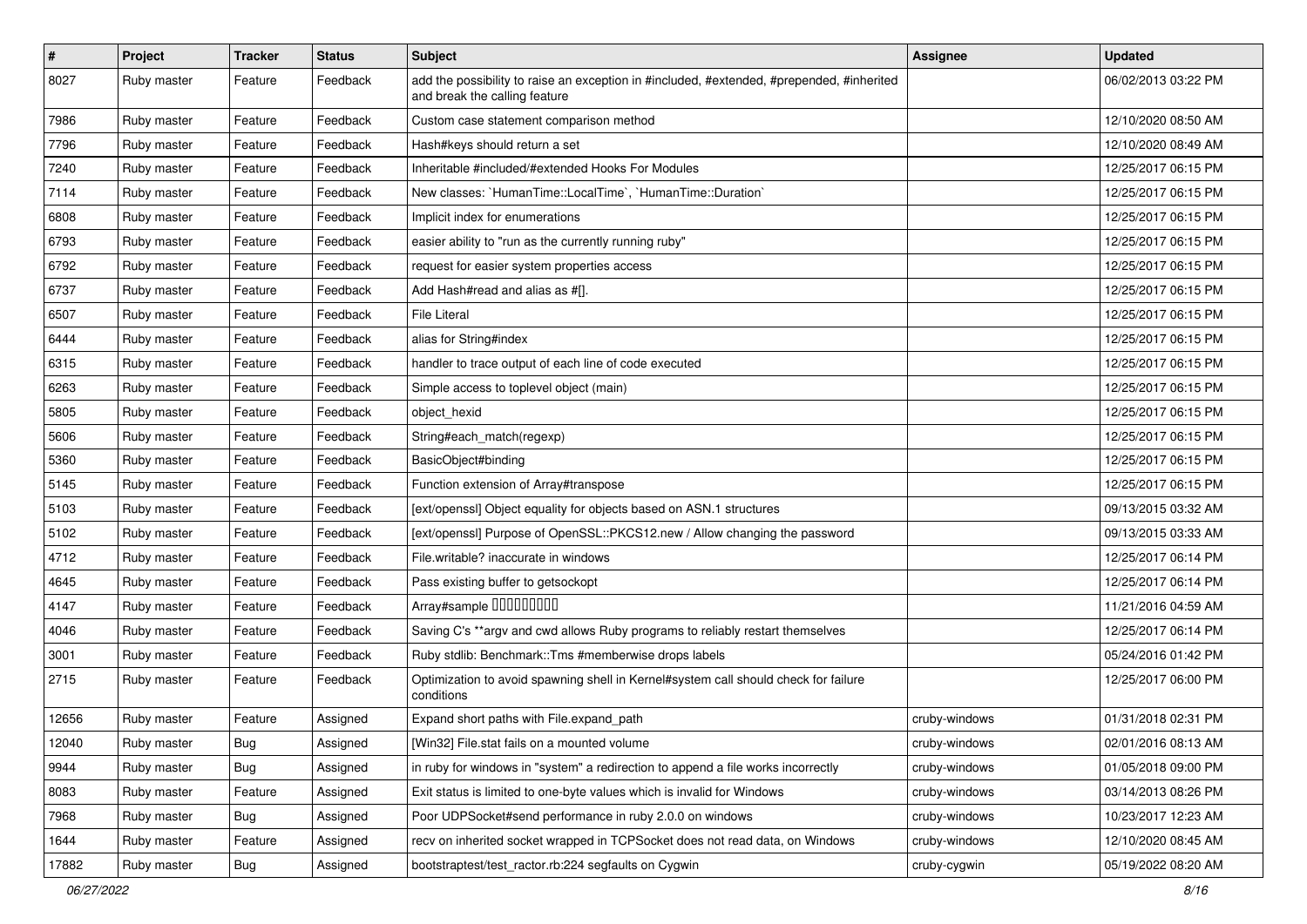| # | Project | Tracker | Status | Subject | Assignee | Updated |
|---|---|---|---|---|---|---|
| 8027 | Ruby master | Feature | Feedback | add the possibility to raise an exception in #included, #extended, #prepended, #inherited and break the calling feature | | 06/02/2013 03:22 PM |
| 7986 | Ruby master | Feature | Feedback | Custom case statement comparison method | | 12/10/2020 08:50 AM |
| 7796 | Ruby master | Feature | Feedback | Hash#keys should return a set | | 12/10/2020 08:49 AM |
| 7240 | Ruby master | Feature | Feedback | Inheritable #included/#extended Hooks For Modules | | 12/25/2017 06:15 PM |
| 7114 | Ruby master | Feature | Feedback | New classes: `HumanTime::LocalTime`, `HumanTime::Duration` | | 12/25/2017 06:15 PM |
| 6808 | Ruby master | Feature | Feedback | Implicit index for enumerations | | 12/25/2017 06:15 PM |
| 6793 | Ruby master | Feature | Feedback | easier ability to "run as the currently running ruby" | | 12/25/2017 06:15 PM |
| 6792 | Ruby master | Feature | Feedback | request for easier system properties access | | 12/25/2017 06:15 PM |
| 6737 | Ruby master | Feature | Feedback | Add Hash#read and alias as #[]. | | 12/25/2017 06:15 PM |
| 6507 | Ruby master | Feature | Feedback | File Literal | | 12/25/2017 06:15 PM |
| 6444 | Ruby master | Feature | Feedback | alias for String#index | | 12/25/2017 06:15 PM |
| 6315 | Ruby master | Feature | Feedback | handler to trace output of each line of code executed | | 12/25/2017 06:15 PM |
| 6263 | Ruby master | Feature | Feedback | Simple access to toplevel object (main) | | 12/25/2017 06:15 PM |
| 5805 | Ruby master | Feature | Feedback | object_hexid | | 12/25/2017 06:15 PM |
| 5606 | Ruby master | Feature | Feedback | String#each_match(regexp) | | 12/25/2017 06:15 PM |
| 5360 | Ruby master | Feature | Feedback | BasicObject#binding | | 12/25/2017 06:15 PM |
| 5145 | Ruby master | Feature | Feedback | Function extension of Array#transpose | | 12/25/2017 06:15 PM |
| 5103 | Ruby master | Feature | Feedback | [ext/openssl] Object equality for objects based on ASN.1 structures | | 09/13/2015 03:32 AM |
| 5102 | Ruby master | Feature | Feedback | [ext/openssl] Purpose of OpenSSL::PKCS12.new / Allow changing the password | | 09/13/2015 03:33 AM |
| 4712 | Ruby master | Feature | Feedback | File.writable? inaccurate in windows | | 12/25/2017 06:14 PM |
| 4645 | Ruby master | Feature | Feedback | Pass existing buffer to getsockopt | | 12/25/2017 06:14 PM |
| 4147 | Ruby master | Feature | Feedback | Array#sample ���������� | | 11/21/2016 04:59 AM |
| 4046 | Ruby master | Feature | Feedback | Saving C's **argv and cwd allows Ruby programs to reliably restart themselves | | 12/25/2017 06:14 PM |
| 3001 | Ruby master | Feature | Feedback | Ruby stdlib: Benchmark::Tms #memberwise drops labels | | 05/24/2016 01:42 PM |
| 2715 | Ruby master | Feature | Feedback | Optimization to avoid spawning shell in Kernel#system call should check for failure conditions | | 12/25/2017 06:00 PM |
| 12656 | Ruby master | Feature | Assigned | Expand short paths with File.expand_path | cruby-windows | 01/31/2018 02:31 PM |
| 12040 | Ruby master | Bug | Assigned | [Win32] File.stat fails on a mounted volume | cruby-windows | 02/01/2016 08:13 AM |
| 9944 | Ruby master | Bug | Assigned | in ruby for windows in "system" a redirection to append a file works incorrectly | cruby-windows | 01/05/2018 09:00 PM |
| 8083 | Ruby master | Feature | Assigned | Exit status is limited to one-byte values which is invalid for Windows | cruby-windows | 03/14/2013 08:26 PM |
| 7968 | Ruby master | Bug | Assigned | Poor UDPSocket#send performance in ruby 2.0.0 on windows | cruby-windows | 10/23/2017 12:23 AM |
| 1644 | Ruby master | Feature | Assigned | recv on inherited socket wrapped in TCPSocket does not read data, on Windows | cruby-windows | 12/10/2020 08:45 AM |
| 17882 | Ruby master | Bug | Assigned | bootstraptest/test_ractor.rb:224 segfaults on Cygwin | cruby-cygwin | 05/19/2022 08:20 AM |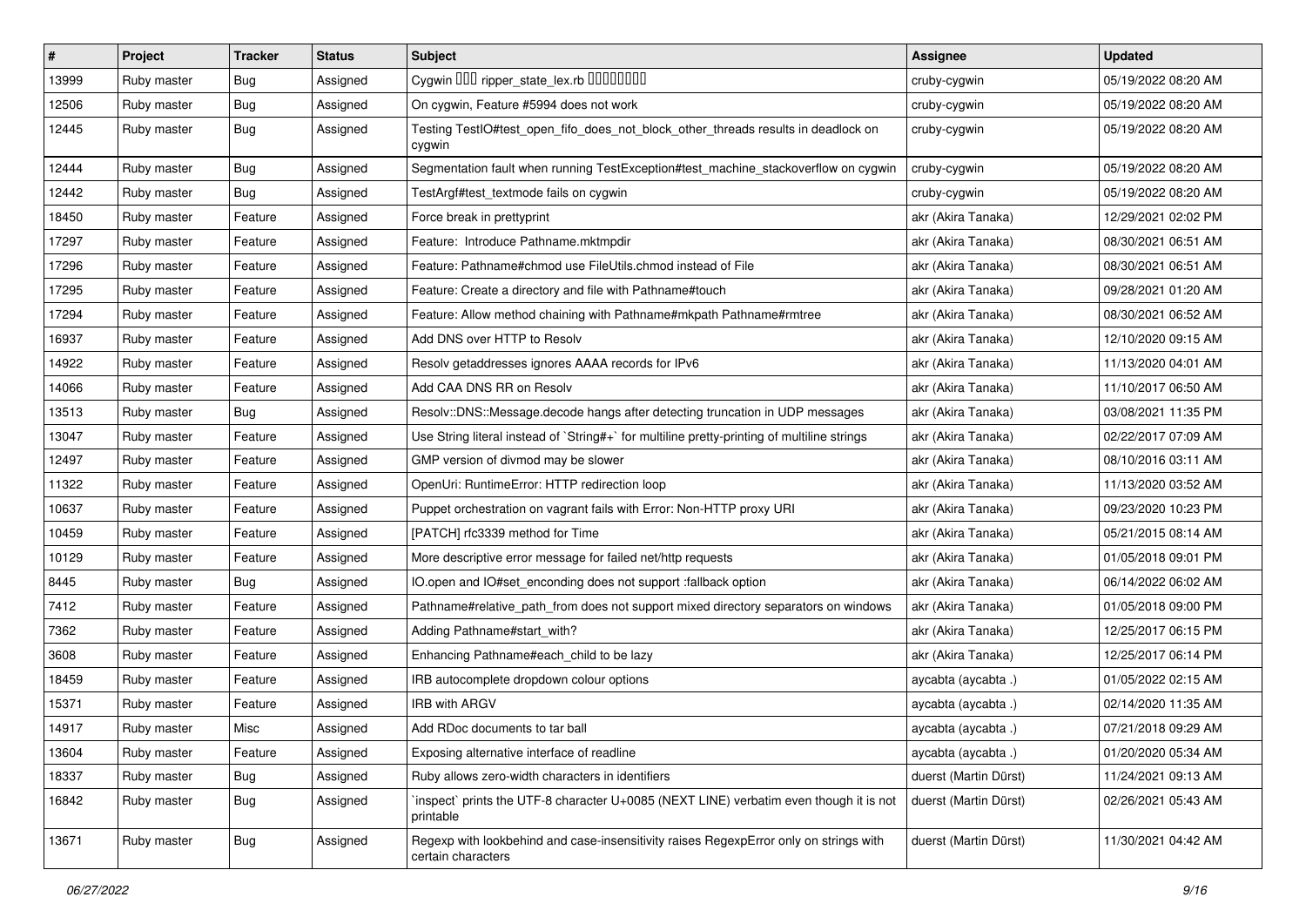| # | Project | Tracker | Status | Subject | Assignee | Updated |
|---|---|---|---|---|---|---|
| 13999 | Ruby master | Bug | Assigned | Cygwin ??? ripper_state_lex.rb ???????? | cruby-cygwin | 05/19/2022 08:20 AM |
| 12506 | Ruby master | Bug | Assigned | On cygwin, Feature #5994 does not work | cruby-cygwin | 05/19/2022 08:20 AM |
| 12445 | Ruby master | Bug | Assigned | Testing TestIO#test_open_fifo_does_not_block_other_threads results in deadlock on cygwin | cruby-cygwin | 05/19/2022 08:20 AM |
| 12444 | Ruby master | Bug | Assigned | Segmentation fault when running TestException#test_machine_stackoverflow on cygwin | cruby-cygwin | 05/19/2022 08:20 AM |
| 12442 | Ruby master | Bug | Assigned | TestArgf#test_textmode fails on cygwin | cruby-cygwin | 05/19/2022 08:20 AM |
| 18450 | Ruby master | Feature | Assigned | Force break in prettyprint | akr (Akira Tanaka) | 12/29/2021 02:02 PM |
| 17297 | Ruby master | Feature | Assigned | Feature: Introduce Pathname.mktmpdir | akr (Akira Tanaka) | 08/30/2021 06:51 AM |
| 17296 | Ruby master | Feature | Assigned | Feature: Pathname#chmod use FileUtils.chmod instead of File | akr (Akira Tanaka) | 08/30/2021 06:51 AM |
| 17295 | Ruby master | Feature | Assigned | Feature: Create a directory and file with Pathname#touch | akr (Akira Tanaka) | 09/28/2021 01:20 AM |
| 17294 | Ruby master | Feature | Assigned | Feature: Allow method chaining with Pathname#mkpath Pathname#rmtree | akr (Akira Tanaka) | 08/30/2021 06:52 AM |
| 16937 | Ruby master | Feature | Assigned | Add DNS over HTTP to Resolv | akr (Akira Tanaka) | 12/10/2020 09:15 AM |
| 14922 | Ruby master | Feature | Assigned | Resolv getaddresses ignores AAAA records for IPv6 | akr (Akira Tanaka) | 11/13/2020 04:01 AM |
| 14066 | Ruby master | Feature | Assigned | Add CAA DNS RR on Resolv | akr (Akira Tanaka) | 11/10/2017 06:50 AM |
| 13513 | Ruby master | Bug | Assigned | Resolv::DNS::Message.decode hangs after detecting truncation in UDP messages | akr (Akira Tanaka) | 03/08/2021 11:35 PM |
| 13047 | Ruby master | Feature | Assigned | Use String literal instead of `String#+` for multiline pretty-printing of multiline strings | akr (Akira Tanaka) | 02/22/2017 07:09 AM |
| 12497 | Ruby master | Feature | Assigned | GMP version of divmod may be slower | akr (Akira Tanaka) | 08/10/2016 03:11 AM |
| 11322 | Ruby master | Feature | Assigned | OpenUri: RuntimeError: HTTP redirection loop | akr (Akira Tanaka) | 11/13/2020 03:52 AM |
| 10637 | Ruby master | Feature | Assigned | Puppet orchestration on vagrant fails with Error: Non-HTTP proxy URI | akr (Akira Tanaka) | 09/23/2020 10:23 PM |
| 10459 | Ruby master | Feature | Assigned | [PATCH] rfc3339 method for Time | akr (Akira Tanaka) | 05/21/2015 08:14 AM |
| 10129 | Ruby master | Feature | Assigned | More descriptive error message for failed net/http requests | akr (Akira Tanaka) | 01/05/2018 09:01 PM |
| 8445 | Ruby master | Bug | Assigned | IO.open and IO#set_enconding does not support :fallback option | akr (Akira Tanaka) | 06/14/2022 06:02 AM |
| 7412 | Ruby master | Feature | Assigned | Pathname#relative_path_from does not support mixed directory separators on windows | akr (Akira Tanaka) | 01/05/2018 09:00 PM |
| 7362 | Ruby master | Feature | Assigned | Adding Pathname#start_with? | akr (Akira Tanaka) | 12/25/2017 06:15 PM |
| 3608 | Ruby master | Feature | Assigned | Enhancing Pathname#each_child to be lazy | akr (Akira Tanaka) | 12/25/2017 06:14 PM |
| 18459 | Ruby master | Feature | Assigned | IRB autocomplete dropdown colour options | aycabta (aycabta .) | 01/05/2022 02:15 AM |
| 15371 | Ruby master | Feature | Assigned | IRB with ARGV | aycabta (aycabta .) | 02/14/2020 11:35 AM |
| 14917 | Ruby master | Misc | Assigned | Add RDoc documents to tar ball | aycabta (aycabta .) | 07/21/2018 09:29 AM |
| 13604 | Ruby master | Feature | Assigned | Exposing alternative interface of readline | aycabta (aycabta .) | 01/20/2020 05:34 AM |
| 18337 | Ruby master | Bug | Assigned | Ruby allows zero-width characters in identifiers | duerst (Martin Dürst) | 11/24/2021 09:13 AM |
| 16842 | Ruby master | Bug | Assigned | `inspect` prints the UTF-8 character U+0085 (NEXT LINE) verbatim even though it is not printable | duerst (Martin Dürst) | 02/26/2021 05:43 AM |
| 13671 | Ruby master | Bug | Assigned | Regexp with lookbehind and case-insensitivity raises RegexpError only on strings with certain characters | duerst (Martin Dürst) | 11/30/2021 04:42 AM |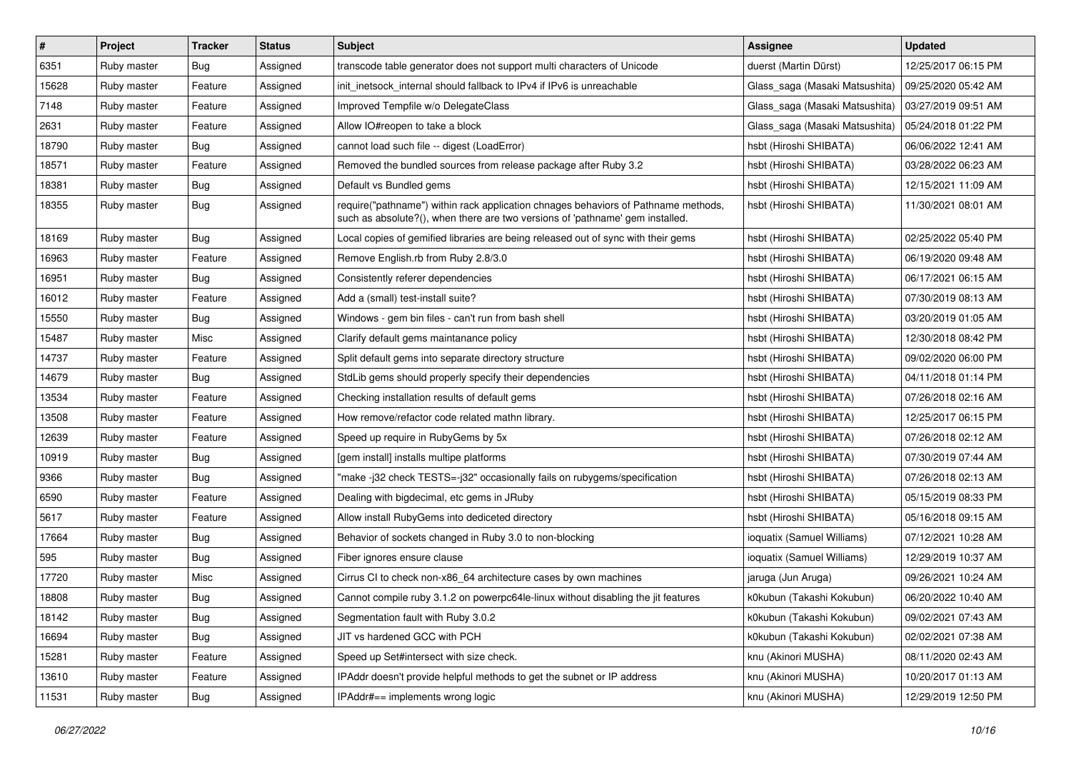| # | Project | Tracker | Status | Subject | Assignee | Updated |
| --- | --- | --- | --- | --- | --- | --- |
| 6351 | Ruby master | Bug | Assigned | transcode table generator does not support multi characters of Unicode | duerst (Martin Dürst) | 12/25/2017 06:15 PM |
| 15628 | Ruby master | Feature | Assigned | init_inetsock_internal should fallback to IPv4 if IPv6 is unreachable | Glass_saga (Masaki Matsushita) | 09/25/2020 05:42 AM |
| 7148 | Ruby master | Feature | Assigned | Improved Tempfile w/o DelegateClass | Glass_saga (Masaki Matsushita) | 03/27/2019 09:51 AM |
| 2631 | Ruby master | Feature | Assigned | Allow IO#reopen to take a block | Glass_saga (Masaki Matsushita) | 05/24/2018 01:22 PM |
| 18790 | Ruby master | Bug | Assigned | cannot load such file -- digest (LoadError) | hsbt (Hiroshi SHIBATA) | 06/06/2022 12:41 AM |
| 18571 | Ruby master | Feature | Assigned | Removed the bundled sources from release package after Ruby 3.2 | hsbt (Hiroshi SHIBATA) | 03/28/2022 06:23 AM |
| 18381 | Ruby master | Bug | Assigned | Default vs Bundled gems | hsbt (Hiroshi SHIBATA) | 12/15/2021 11:09 AM |
| 18355 | Ruby master | Bug | Assigned | require("pathname") within rack application chnages behaviors of Pathname methods, such as absolute?(), when there are two versions of 'pathname' gem installed. | hsbt (Hiroshi SHIBATA) | 11/30/2021 08:01 AM |
| 18169 | Ruby master | Bug | Assigned | Local copies of gemified libraries are being released out of sync with their gems | hsbt (Hiroshi SHIBATA) | 02/25/2022 05:40 PM |
| 16963 | Ruby master | Feature | Assigned | Remove English.rb from Ruby 2.8/3.0 | hsbt (Hiroshi SHIBATA) | 06/19/2020 09:48 AM |
| 16951 | Ruby master | Bug | Assigned | Consistently referer dependencies | hsbt (Hiroshi SHIBATA) | 06/17/2021 06:15 AM |
| 16012 | Ruby master | Feature | Assigned | Add a (small) test-install suite? | hsbt (Hiroshi SHIBATA) | 07/30/2019 08:13 AM |
| 15550 | Ruby master | Bug | Assigned | Windows - gem bin files - can't run from bash shell | hsbt (Hiroshi SHIBATA) | 03/20/2019 01:05 AM |
| 15487 | Ruby master | Misc | Assigned | Clarify default gems maintanance policy | hsbt (Hiroshi SHIBATA) | 12/30/2018 08:42 PM |
| 14737 | Ruby master | Feature | Assigned | Split default gems into separate directory structure | hsbt (Hiroshi SHIBATA) | 09/02/2020 06:00 PM |
| 14679 | Ruby master | Bug | Assigned | StdLib gems should properly specify their dependencies | hsbt (Hiroshi SHIBATA) | 04/11/2018 01:14 PM |
| 13534 | Ruby master | Feature | Assigned | Checking installation results of default gems | hsbt (Hiroshi SHIBATA) | 07/26/2018 02:16 AM |
| 13508 | Ruby master | Feature | Assigned | How remove/refactor code related mathn library. | hsbt (Hiroshi SHIBATA) | 12/25/2017 06:15 PM |
| 12639 | Ruby master | Feature | Assigned | Speed up require in RubyGems by 5x | hsbt (Hiroshi SHIBATA) | 07/26/2018 02:12 AM |
| 10919 | Ruby master | Bug | Assigned | [gem install] installs multipe platforms | hsbt (Hiroshi SHIBATA) | 07/30/2019 07:44 AM |
| 9366 | Ruby master | Bug | Assigned | "make -j32 check TESTS=-j32" occasionally fails on rubygems/specification | hsbt (Hiroshi SHIBATA) | 07/26/2018 02:13 AM |
| 6590 | Ruby master | Feature | Assigned | Dealing with bigdecimal, etc gems in JRuby | hsbt (Hiroshi SHIBATA) | 05/15/2019 08:33 PM |
| 5617 | Ruby master | Feature | Assigned | Allow install RubyGems into dediceted directory | hsbt (Hiroshi SHIBATA) | 05/16/2018 09:15 AM |
| 17664 | Ruby master | Bug | Assigned | Behavior of sockets changed in Ruby 3.0 to non-blocking | ioquatix (Samuel Williams) | 07/12/2021 10:28 AM |
| 595 | Ruby master | Bug | Assigned | Fiber ignores ensure clause | ioquatix (Samuel Williams) | 12/29/2019 10:37 AM |
| 17720 | Ruby master | Misc | Assigned | Cirrus CI to check non-x86_64 architecture cases by own machines | jaruga (Jun Aruga) | 09/26/2021 10:24 AM |
| 18808 | Ruby master | Bug | Assigned | Cannot compile ruby 3.1.2 on powerpc64le-linux without disabling the jit features | k0kubun (Takashi Kokubun) | 06/20/2022 10:40 AM |
| 18142 | Ruby master | Bug | Assigned | Segmentation fault with Ruby 3.0.2 | k0kubun (Takashi Kokubun) | 09/02/2021 07:43 AM |
| 16694 | Ruby master | Bug | Assigned | JIT vs hardened GCC with PCH | k0kubun (Takashi Kokubun) | 02/02/2021 07:38 AM |
| 15281 | Ruby master | Feature | Assigned | Speed up Set#intersect with size check. | knu (Akinori MUSHA) | 08/11/2020 02:43 AM |
| 13610 | Ruby master | Feature | Assigned | IPAddr doesn't provide helpful methods to get the subnet or IP address | knu (Akinori MUSHA) | 10/20/2017 01:13 AM |
| 11531 | Ruby master | Bug | Assigned | IPAddr#== implements wrong logic | knu (Akinori MUSHA) | 12/29/2019 12:50 PM |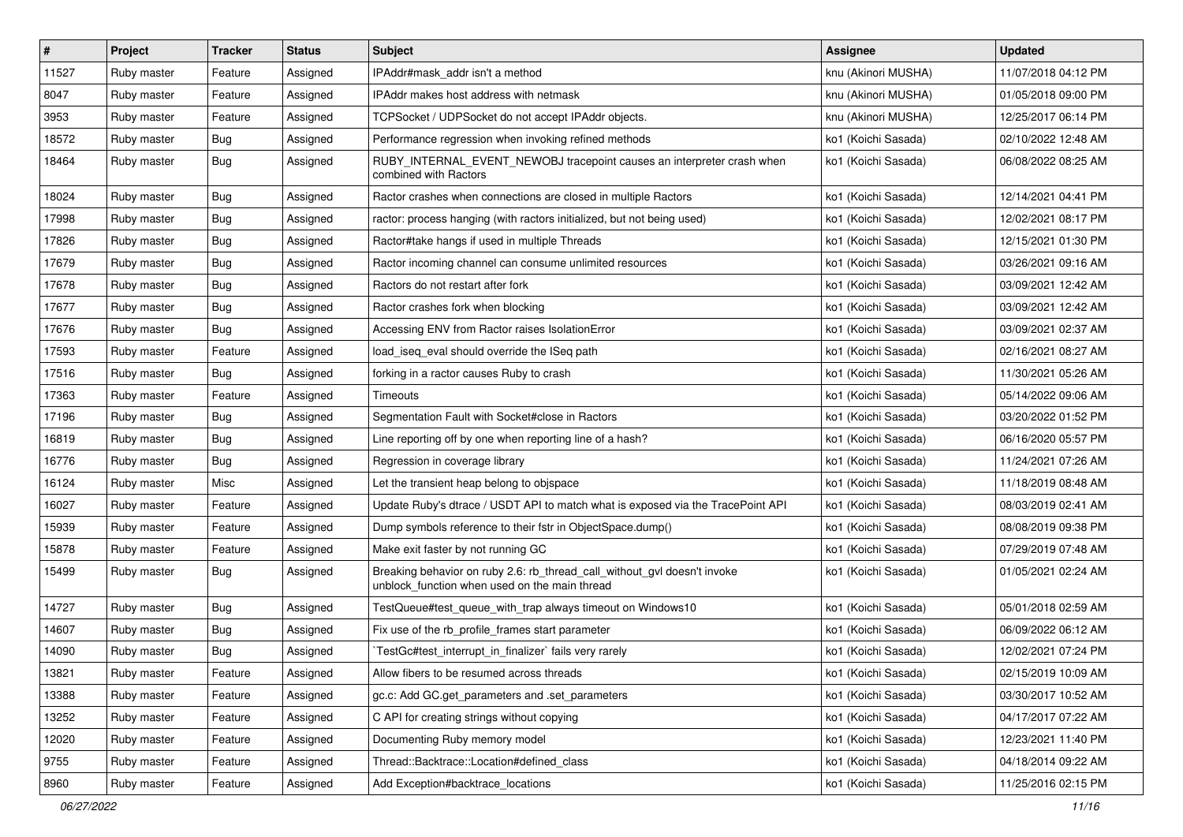| # | Project | Tracker | Status | Subject | Assignee | Updated |
|---|---|---|---|---|---|---|
| 11527 | Ruby master | Feature | Assigned | IPAddr#mask_addr isn't a method | knu (Akinori MUSHA) | 11/07/2018 04:12 PM |
| 8047 | Ruby master | Feature | Assigned | IPAddr makes host address with netmask | knu (Akinori MUSHA) | 01/05/2018 09:00 PM |
| 3953 | Ruby master | Feature | Assigned | TCPSocket / UDPSocket do not accept IPAddr objects. | knu (Akinori MUSHA) | 12/25/2017 06:14 PM |
| 18572 | Ruby master | Bug | Assigned | Performance regression when invoking refined methods | ko1 (Koichi Sasada) | 02/10/2022 12:48 AM |
| 18464 | Ruby master | Bug | Assigned | RUBY_INTERNAL_EVENT_NEWOBJ tracepoint causes an interpreter crash when combined with Ractors | ko1 (Koichi Sasada) | 06/08/2022 08:25 AM |
| 18024 | Ruby master | Bug | Assigned | Ractor crashes when connections are closed in multiple Ractors | ko1 (Koichi Sasada) | 12/14/2021 04:41 PM |
| 17998 | Ruby master | Bug | Assigned | ractor: process hanging (with ractors initialized, but not being used) | ko1 (Koichi Sasada) | 12/02/2021 08:17 PM |
| 17826 | Ruby master | Bug | Assigned | Ractor#take hangs if used in multiple Threads | ko1 (Koichi Sasada) | 12/15/2021 01:30 PM |
| 17679 | Ruby master | Bug | Assigned | Ractor incoming channel can consume unlimited resources | ko1 (Koichi Sasada) | 03/26/2021 09:16 AM |
| 17678 | Ruby master | Bug | Assigned | Ractors do not restart after fork | ko1 (Koichi Sasada) | 03/09/2021 12:42 AM |
| 17677 | Ruby master | Bug | Assigned | Ractor crashes fork when blocking | ko1 (Koichi Sasada) | 03/09/2021 12:42 AM |
| 17676 | Ruby master | Bug | Assigned | Accessing ENV from Ractor raises IsolationError | ko1 (Koichi Sasada) | 03/09/2021 02:37 AM |
| 17593 | Ruby master | Feature | Assigned | load_iseq_eval should override the ISeq path | ko1 (Koichi Sasada) | 02/16/2021 08:27 AM |
| 17516 | Ruby master | Bug | Assigned | forking in a ractor causes Ruby to crash | ko1 (Koichi Sasada) | 11/30/2021 05:26 AM |
| 17363 | Ruby master | Feature | Assigned | Timeouts | ko1 (Koichi Sasada) | 05/14/2022 09:06 AM |
| 17196 | Ruby master | Bug | Assigned | Segmentation Fault with Socket#close in Ractors | ko1 (Koichi Sasada) | 03/20/2022 01:52 PM |
| 16819 | Ruby master | Bug | Assigned | Line reporting off by one when reporting line of a hash? | ko1 (Koichi Sasada) | 06/16/2020 05:57 PM |
| 16776 | Ruby master | Bug | Assigned | Regression in coverage library | ko1 (Koichi Sasada) | 11/24/2021 07:26 AM |
| 16124 | Ruby master | Misc | Assigned | Let the transient heap belong to objspace | ko1 (Koichi Sasada) | 11/18/2019 08:48 AM |
| 16027 | Ruby master | Feature | Assigned | Update Ruby's dtrace / USDT API to match what is exposed via the TracePoint API | ko1 (Koichi Sasada) | 08/03/2019 02:41 AM |
| 15939 | Ruby master | Feature | Assigned | Dump symbols reference to their fstr in ObjectSpace.dump() | ko1 (Koichi Sasada) | 08/08/2019 09:38 PM |
| 15878 | Ruby master | Feature | Assigned | Make exit faster by not running GC | ko1 (Koichi Sasada) | 07/29/2019 07:48 AM |
| 15499 | Ruby master | Bug | Assigned | Breaking behavior on ruby 2.6: rb_thread_call_without_gvl doesn't invoke unblock_function when used on the main thread | ko1 (Koichi Sasada) | 01/05/2021 02:24 AM |
| 14727 | Ruby master | Bug | Assigned | TestQueue#test_queue_with_trap always timeout on Windows10 | ko1 (Koichi Sasada) | 05/01/2018 02:59 AM |
| 14607 | Ruby master | Bug | Assigned | Fix use of the rb_profile_frames start parameter | ko1 (Koichi Sasada) | 06/09/2022 06:12 AM |
| 14090 | Ruby master | Bug | Assigned | `TestGc#test_interrupt_in_finalizer` fails very rarely | ko1 (Koichi Sasada) | 12/02/2021 07:24 PM |
| 13821 | Ruby master | Feature | Assigned | Allow fibers to be resumed across threads | ko1 (Koichi Sasada) | 02/15/2019 10:09 AM |
| 13388 | Ruby master | Feature | Assigned | gc.c: Add GC.get_parameters and .set_parameters | ko1 (Koichi Sasada) | 03/30/2017 10:52 AM |
| 13252 | Ruby master | Feature | Assigned | C API for creating strings without copying | ko1 (Koichi Sasada) | 04/17/2017 07:22 AM |
| 12020 | Ruby master | Feature | Assigned | Documenting Ruby memory model | ko1 (Koichi Sasada) | 12/23/2021 11:40 PM |
| 9755 | Ruby master | Feature | Assigned | Thread::Backtrace::Location#defined_class | ko1 (Koichi Sasada) | 04/18/2014 09:22 AM |
| 8960 | Ruby master | Feature | Assigned | Add Exception#backtrace_locations | ko1 (Koichi Sasada) | 11/25/2016 02:15 PM |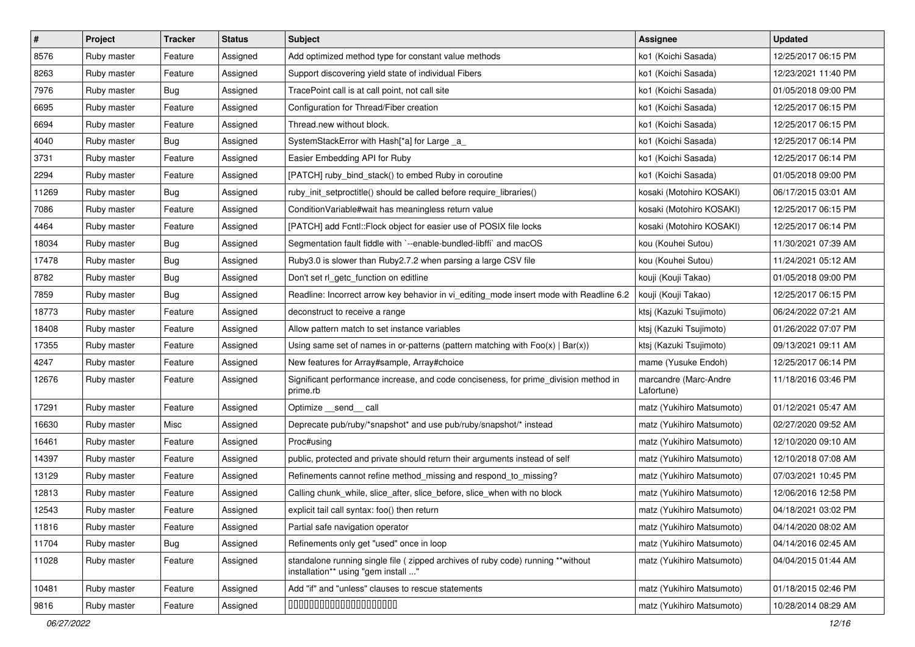| # | Project | Tracker | Status | Subject | Assignee | Updated |
|---|---|---|---|---|---|---|
| 8576 | Ruby master | Feature | Assigned | Add optimized method type for constant value methods | ko1 (Koichi Sasada) | 12/25/2017 06:15 PM |
| 8263 | Ruby master | Feature | Assigned | Support discovering yield state of individual Fibers | ko1 (Koichi Sasada) | 12/23/2021 11:40 PM |
| 7976 | Ruby master | Bug | Assigned | TracePoint call is at call point, not call site | ko1 (Koichi Sasada) | 01/05/2018 09:00 PM |
| 6695 | Ruby master | Feature | Assigned | Configuration for Thread/Fiber creation | ko1 (Koichi Sasada) | 12/25/2017 06:15 PM |
| 6694 | Ruby master | Feature | Assigned | Thread.new without block. | ko1 (Koichi Sasada) | 12/25/2017 06:15 PM |
| 4040 | Ruby master | Bug | Assigned | SystemStackError with Hash[*a] for Large _a_ | ko1 (Koichi Sasada) | 12/25/2017 06:14 PM |
| 3731 | Ruby master | Feature | Assigned | Easier Embedding API for Ruby | ko1 (Koichi Sasada) | 12/25/2017 06:14 PM |
| 2294 | Ruby master | Feature | Assigned | [PATCH] ruby_bind_stack() to embed Ruby in coroutine | ko1 (Koichi Sasada) | 01/05/2018 09:00 PM |
| 11269 | Ruby master | Bug | Assigned | ruby_init_setproctitle() should be called before require_libraries() | kosaki (Motohiro KOSAKI) | 06/17/2015 03:01 AM |
| 7086 | Ruby master | Feature | Assigned | ConditionVariable#wait has meaningless return value | kosaki (Motohiro KOSAKI) | 12/25/2017 06:15 PM |
| 4464 | Ruby master | Feature | Assigned | [PATCH] add Fcntl::Flock object for easier use of POSIX file locks | kosaki (Motohiro KOSAKI) | 12/25/2017 06:14 PM |
| 18034 | Ruby master | Bug | Assigned | Segmentation fault fiddle with `--enable-bundled-libffi` and macOS | kou (Kouhei Sutou) | 11/30/2021 07:39 AM |
| 17478 | Ruby master | Bug | Assigned | Ruby3.0 is slower than Ruby2.7.2 when parsing a large CSV file | kou (Kouhei Sutou) | 11/24/2021 05:12 AM |
| 8782 | Ruby master | Bug | Assigned | Don't set rl_getc_function on editline | kouji (Kouji Takao) | 01/05/2018 09:00 PM |
| 7859 | Ruby master | Bug | Assigned | Readline: Incorrect arrow key behavior in vi_editing_mode insert mode with Readline 6.2 | kouji (Kouji Takao) | 12/25/2017 06:15 PM |
| 18773 | Ruby master | Feature | Assigned | deconstruct to receive a range | ktsj (Kazuki Tsujimoto) | 06/24/2022 07:21 AM |
| 18408 | Ruby master | Feature | Assigned | Allow pattern match to set instance variables | ktsj (Kazuki Tsujimoto) | 01/26/2022 07:07 PM |
| 17355 | Ruby master | Feature | Assigned | Using same set of names in or-patterns (pattern matching with Foo(x) \| Bar(x)) | ktsj (Kazuki Tsujimoto) | 09/13/2021 09:11 AM |
| 4247 | Ruby master | Feature | Assigned | New features for Array#sample, Array#choice | mame (Yusuke Endoh) | 12/25/2017 06:14 PM |
| 12676 | Ruby master | Feature | Assigned | Significant performance increase, and code conciseness, for prime_division method in prime.rb | marcandre (Marc-Andre Lafortune) | 11/18/2016 03:46 PM |
| 17291 | Ruby master | Feature | Assigned | Optimize __send__ call | matz (Yukihiro Matsumoto) | 01/12/2021 05:47 AM |
| 16630 | Ruby master | Misc | Assigned | Deprecate pub/ruby/*snapshot* and use pub/ruby/snapshot/* instead | matz (Yukihiro Matsumoto) | 02/27/2020 09:52 AM |
| 16461 | Ruby master | Feature | Assigned | Proc#using | matz (Yukihiro Matsumoto) | 12/10/2020 09:10 AM |
| 14397 | Ruby master | Feature | Assigned | public, protected and private should return their arguments instead of self | matz (Yukihiro Matsumoto) | 12/10/2018 07:08 AM |
| 13129 | Ruby master | Feature | Assigned | Refinements cannot refine method_missing and respond_to_missing? | matz (Yukihiro Matsumoto) | 07/03/2021 10:45 PM |
| 12813 | Ruby master | Feature | Assigned | Calling chunk_while, slice_after, slice_before, slice_when with no block | matz (Yukihiro Matsumoto) | 12/06/2016 12:58 PM |
| 12543 | Ruby master | Feature | Assigned | explicit tail call syntax: foo() then return | matz (Yukihiro Matsumoto) | 04/18/2021 03:02 PM |
| 11816 | Ruby master | Feature | Assigned | Partial safe navigation operator | matz (Yukihiro Matsumoto) | 04/14/2020 08:02 AM |
| 11704 | Ruby master | Bug | Assigned | Refinements only get "used" once in loop | matz (Yukihiro Matsumoto) | 04/14/2016 02:45 AM |
| 11028 | Ruby master | Feature | Assigned | standalone running single file ( zipped archives of ruby code) running **without installation** using "gem install ..." | matz (Yukihiro Matsumoto) | 04/04/2015 01:44 AM |
| 10481 | Ruby master | Feature | Assigned | Add "if" and "unless" clauses to rescue statements | matz (Yukihiro Matsumoto) | 01/18/2015 02:46 PM |
| 9816 | Ruby master | Feature | Assigned | 00000000000000000000000 | matz (Yukihiro Matsumoto) | 10/28/2014 08:29 AM |

*06/27/2022*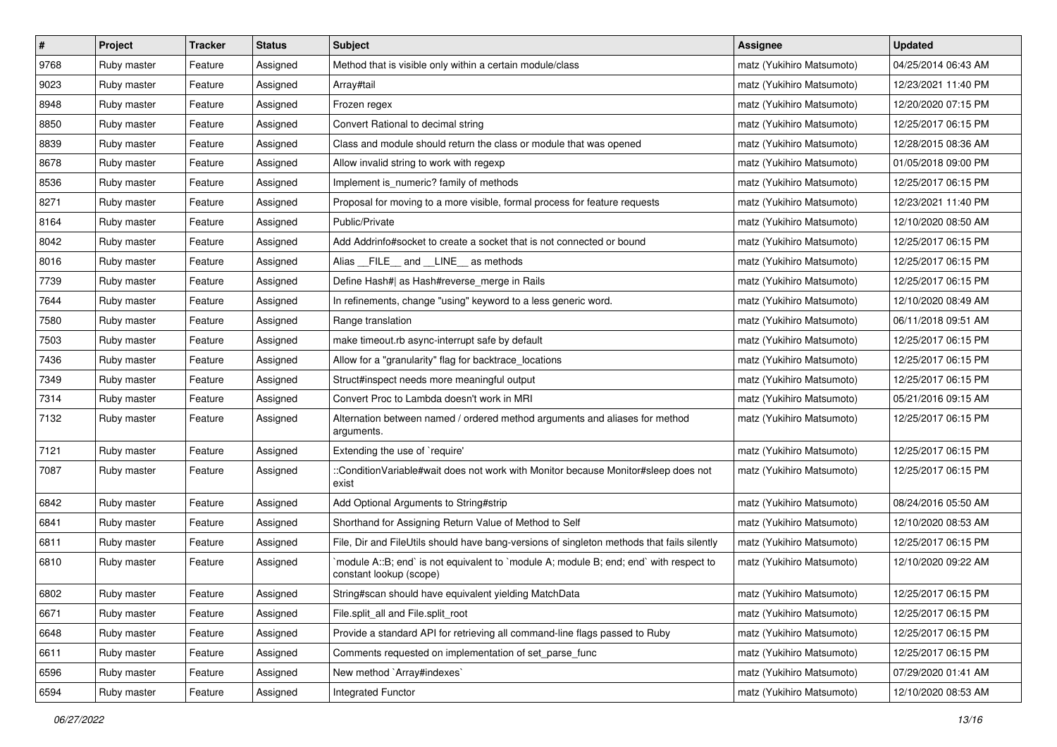| # | Project | Tracker | Status | Subject | Assignee | Updated |
|---|---|---|---|---|---|---|
| 9768 | Ruby master | Feature | Assigned | Method that is visible only within a certain module/class | matz (Yukihiro Matsumoto) | 04/25/2014 06:43 AM |
| 9023 | Ruby master | Feature | Assigned | Array#tail | matz (Yukihiro Matsumoto) | 12/23/2021 11:40 PM |
| 8948 | Ruby master | Feature | Assigned | Frozen regex | matz (Yukihiro Matsumoto) | 12/20/2020 07:15 PM |
| 8850 | Ruby master | Feature | Assigned | Convert Rational to decimal string | matz (Yukihiro Matsumoto) | 12/25/2017 06:15 PM |
| 8839 | Ruby master | Feature | Assigned | Class and module should return the class or module that was opened | matz (Yukihiro Matsumoto) | 12/28/2015 08:36 AM |
| 8678 | Ruby master | Feature | Assigned | Allow invalid string to work with regexp | matz (Yukihiro Matsumoto) | 01/05/2018 09:00 PM |
| 8536 | Ruby master | Feature | Assigned | Implement is_numeric? family of methods | matz (Yukihiro Matsumoto) | 12/25/2017 06:15 PM |
| 8271 | Ruby master | Feature | Assigned | Proposal for moving to a more visible, formal process for feature requests | matz (Yukihiro Matsumoto) | 12/23/2021 11:40 PM |
| 8164 | Ruby master | Feature | Assigned | Public/Private | matz (Yukihiro Matsumoto) | 12/10/2020 08:50 AM |
| 8042 | Ruby master | Feature | Assigned | Add Addrinfo#socket to create a socket that is not connected or bound | matz (Yukihiro Matsumoto) | 12/25/2017 06:15 PM |
| 8016 | Ruby master | Feature | Assigned | Alias __FILE__ and __LINE__ as methods | matz (Yukihiro Matsumoto) | 12/25/2017 06:15 PM |
| 7739 | Ruby master | Feature | Assigned | Define Hash#\| as Hash#reverse_merge in Rails | matz (Yukihiro Matsumoto) | 12/25/2017 06:15 PM |
| 7644 | Ruby master | Feature | Assigned | In refinements, change "using" keyword to a less generic word. | matz (Yukihiro Matsumoto) | 12/10/2020 08:49 AM |
| 7580 | Ruby master | Feature | Assigned | Range translation | matz (Yukihiro Matsumoto) | 06/11/2018 09:51 AM |
| 7503 | Ruby master | Feature | Assigned | make timeout.rb async-interrupt safe by default | matz (Yukihiro Matsumoto) | 12/25/2017 06:15 PM |
| 7436 | Ruby master | Feature | Assigned | Allow for a "granularity" flag for backtrace_locations | matz (Yukihiro Matsumoto) | 12/25/2017 06:15 PM |
| 7349 | Ruby master | Feature | Assigned | Struct#inspect needs more meaningful output | matz (Yukihiro Matsumoto) | 12/25/2017 06:15 PM |
| 7314 | Ruby master | Feature | Assigned | Convert Proc to Lambda doesn't work in MRI | matz (Yukihiro Matsumoto) | 05/21/2016 09:15 AM |
| 7132 | Ruby master | Feature | Assigned | Alternation between named / ordered method arguments and aliases for method arguments. | matz (Yukihiro Matsumoto) | 12/25/2017 06:15 PM |
| 7121 | Ruby master | Feature | Assigned | Extending the use of `require' | matz (Yukihiro Matsumoto) | 12/25/2017 06:15 PM |
| 7087 | Ruby master | Feature | Assigned | ::ConditionVariable#wait does not work with Monitor because Monitor#sleep does not exist | matz (Yukihiro Matsumoto) | 12/25/2017 06:15 PM |
| 6842 | Ruby master | Feature | Assigned | Add Optional Arguments to String#strip | matz (Yukihiro Matsumoto) | 08/24/2016 05:50 AM |
| 6841 | Ruby master | Feature | Assigned | Shorthand for Assigning Return Value of Method to Self | matz (Yukihiro Matsumoto) | 12/10/2020 08:53 AM |
| 6811 | Ruby master | Feature | Assigned | File, Dir and FileUtils should have bang-versions of singleton methods that fails silently | matz (Yukihiro Matsumoto) | 12/25/2017 06:15 PM |
| 6810 | Ruby master | Feature | Assigned | `module A::B; end` is not equivalent to `module A; module B; end; end` with respect to constant lookup (scope) | matz (Yukihiro Matsumoto) | 12/10/2020 09:22 AM |
| 6802 | Ruby master | Feature | Assigned | String#scan should have equivalent yielding MatchData | matz (Yukihiro Matsumoto) | 12/25/2017 06:15 PM |
| 6671 | Ruby master | Feature | Assigned | File.split_all and File.split_root | matz (Yukihiro Matsumoto) | 12/25/2017 06:15 PM |
| 6648 | Ruby master | Feature | Assigned | Provide a standard API for retrieving all command-line flags passed to Ruby | matz (Yukihiro Matsumoto) | 12/25/2017 06:15 PM |
| 6611 | Ruby master | Feature | Assigned | Comments requested on implementation of set_parse_func | matz (Yukihiro Matsumoto) | 12/25/2017 06:15 PM |
| 6596 | Ruby master | Feature | Assigned | New method `Array#indexes` | matz (Yukihiro Matsumoto) | 07/29/2020 01:41 AM |
| 6594 | Ruby master | Feature | Assigned | Integrated Functor | matz (Yukihiro Matsumoto) | 12/10/2020 08:53 AM |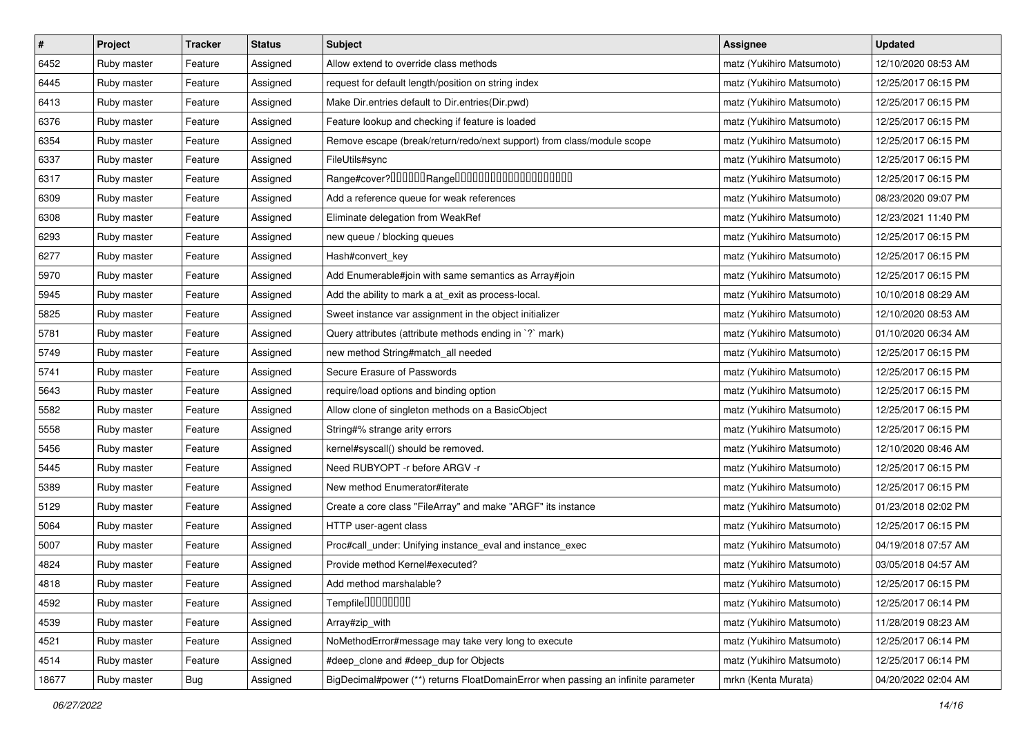| # | Project | Tracker | Status | Subject | Assignee | Updated |
|---|---|---|---|---|---|---|
| 6452 | Ruby master | Feature | Assigned | Allow extend to override class methods | matz (Yukihiro Matsumoto) | 12/10/2020 08:53 AM |
| 6445 | Ruby master | Feature | Assigned | request for default length/position on string index | matz (Yukihiro Matsumoto) | 12/25/2017 06:15 PM |
| 6413 | Ruby master | Feature | Assigned | Make Dir.entries default to Dir.entries(Dir.pwd) | matz (Yukihiro Matsumoto) | 12/25/2017 06:15 PM |
| 6376 | Ruby master | Feature | Assigned | Feature lookup and checking if feature is loaded | matz (Yukihiro Matsumoto) | 12/25/2017 06:15 PM |
| 6354 | Ruby master | Feature | Assigned | Remove escape (break/return/redo/next support) from class/module scope | matz (Yukihiro Matsumoto) | 12/25/2017 06:15 PM |
| 6337 | Ruby master | Feature | Assigned | FileUtils#sync | matz (Yukihiro Matsumoto) | 12/25/2017 06:15 PM |
| 6317 | Ruby master | Feature | Assigned | Range#cover?□□□□□□Range□□□□□□□□□□□□□□□□□□□□ | matz (Yukihiro Matsumoto) | 12/25/2017 06:15 PM |
| 6309 | Ruby master | Feature | Assigned | Add a reference queue for weak references | matz (Yukihiro Matsumoto) | 08/23/2020 09:07 PM |
| 6308 | Ruby master | Feature | Assigned | Eliminate delegation from WeakRef | matz (Yukihiro Matsumoto) | 12/23/2021 11:40 PM |
| 6293 | Ruby master | Feature | Assigned | new queue / blocking queues | matz (Yukihiro Matsumoto) | 12/25/2017 06:15 PM |
| 6277 | Ruby master | Feature | Assigned | Hash#convert_key | matz (Yukihiro Matsumoto) | 12/25/2017 06:15 PM |
| 5970 | Ruby master | Feature | Assigned | Add Enumerable#join with same semantics as Array#join | matz (Yukihiro Matsumoto) | 12/25/2017 06:15 PM |
| 5945 | Ruby master | Feature | Assigned | Add the ability to mark a at_exit as process-local. | matz (Yukihiro Matsumoto) | 10/10/2018 08:29 AM |
| 5825 | Ruby master | Feature | Assigned | Sweet instance var assignment in the object initializer | matz (Yukihiro Matsumoto) | 12/10/2020 08:53 AM |
| 5781 | Ruby master | Feature | Assigned | Query attributes (attribute methods ending in `?` mark) | matz (Yukihiro Matsumoto) | 01/10/2020 06:34 AM |
| 5749 | Ruby master | Feature | Assigned | new method String#match_all needed | matz (Yukihiro Matsumoto) | 12/25/2017 06:15 PM |
| 5741 | Ruby master | Feature | Assigned | Secure Erasure of Passwords | matz (Yukihiro Matsumoto) | 12/25/2017 06:15 PM |
| 5643 | Ruby master | Feature | Assigned | require/load options and binding option | matz (Yukihiro Matsumoto) | 12/25/2017 06:15 PM |
| 5582 | Ruby master | Feature | Assigned | Allow clone of singleton methods on a BasicObject | matz (Yukihiro Matsumoto) | 12/25/2017 06:15 PM |
| 5558 | Ruby master | Feature | Assigned | String#% strange arity errors | matz (Yukihiro Matsumoto) | 12/25/2017 06:15 PM |
| 5456 | Ruby master | Feature | Assigned | kernel#syscall() should be removed. | matz (Yukihiro Matsumoto) | 12/10/2020 08:46 AM |
| 5445 | Ruby master | Feature | Assigned | Need RUBYOPT -r before ARGV -r | matz (Yukihiro Matsumoto) | 12/25/2017 06:15 PM |
| 5389 | Ruby master | Feature | Assigned | New method Enumerator#iterate | matz (Yukihiro Matsumoto) | 12/25/2017 06:15 PM |
| 5129 | Ruby master | Feature | Assigned | Create a core class "FileArray" and make "ARGF" its instance | matz (Yukihiro Matsumoto) | 01/23/2018 02:02 PM |
| 5064 | Ruby master | Feature | Assigned | HTTP user-agent class | matz (Yukihiro Matsumoto) | 12/25/2017 06:15 PM |
| 5007 | Ruby master | Feature | Assigned | Proc#call_under: Unifying instance_eval and instance_exec | matz (Yukihiro Matsumoto) | 04/19/2018 07:57 AM |
| 4824 | Ruby master | Feature | Assigned | Provide method Kernel#executed? | matz (Yukihiro Matsumoto) | 03/05/2018 04:57 AM |
| 4818 | Ruby master | Feature | Assigned | Add method marshalable? | matz (Yukihiro Matsumoto) | 12/25/2017 06:15 PM |
| 4592 | Ruby master | Feature | Assigned | Tempfile□□□□□□□□ | matz (Yukihiro Matsumoto) | 12/25/2017 06:14 PM |
| 4539 | Ruby master | Feature | Assigned | Array#zip_with | matz (Yukihiro Matsumoto) | 11/28/2019 08:23 AM |
| 4521 | Ruby master | Feature | Assigned | NoMethodError#message may take very long to execute | matz (Yukihiro Matsumoto) | 12/25/2017 06:14 PM |
| 4514 | Ruby master | Feature | Assigned | #deep_clone and #deep_dup for Objects | matz (Yukihiro Matsumoto) | 12/25/2017 06:14 PM |
| 18677 | Ruby master | Bug | Assigned | BigDecimal#power (**) returns FloatDomainError when passing an infinite parameter | mrkn (Kenta Murata) | 04/20/2022 02:04 AM |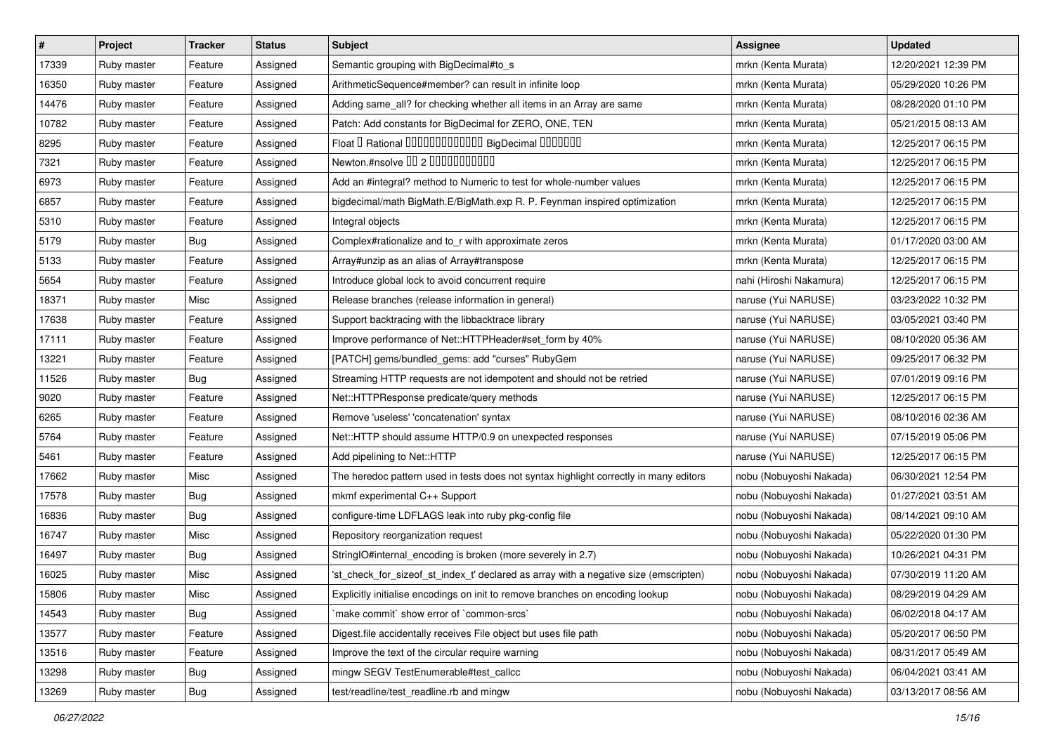| # | Project | Tracker | Status | Subject | Assignee | Updated |
|---|---|---|---|---|---|---|
| 17339 | Ruby master | Feature | Assigned | Semantic grouping with BigDecimal#to_s | mrkn (Kenta Murata) | 12/20/2021 12:39 PM |
| 16350 | Ruby master | Feature | Assigned | ArithmeticSequence#member? can result in infinite loop | mrkn (Kenta Murata) | 05/29/2020 10:26 PM |
| 14476 | Ruby master | Feature | Assigned | Adding same_all? for checking whether all items in an Array are same | mrkn (Kenta Murata) | 08/28/2020 01:10 PM |
| 10782 | Ruby master | Feature | Assigned | Patch: Add constants for BigDecimal for ZERO, ONE, TEN | mrkn (Kenta Murata) | 05/21/2015 08:13 AM |
| 8295 | Ruby master | Feature | Assigned | Float □ Rational □□□□□□□□□□□□□ BigDecimal □□□□□□□ | mrkn (Kenta Murata) | 12/25/2017 06:15 PM |
| 7321 | Ruby master | Feature | Assigned | Newton.#nsolve □□ 2 □□□□□□□□□□□ | mrkn (Kenta Murata) | 12/25/2017 06:15 PM |
| 6973 | Ruby master | Feature | Assigned | Add an #integral? method to Numeric to test for whole-number values | mrkn (Kenta Murata) | 12/25/2017 06:15 PM |
| 6857 | Ruby master | Feature | Assigned | bigdecimal/math BigMath.E/BigMath.exp R. P. Feynman inspired optimization | mrkn (Kenta Murata) | 12/25/2017 06:15 PM |
| 5310 | Ruby master | Feature | Assigned | Integral objects | mrkn (Kenta Murata) | 12/25/2017 06:15 PM |
| 5179 | Ruby master | Bug | Assigned | Complex#rationalize and to_r with approximate zeros | mrkn (Kenta Murata) | 01/17/2020 03:00 AM |
| 5133 | Ruby master | Feature | Assigned | Array#unzip as an alias of Array#transpose | mrkn (Kenta Murata) | 12/25/2017 06:15 PM |
| 5654 | Ruby master | Feature | Assigned | Introduce global lock to avoid concurrent require | nahi (Hiroshi Nakamura) | 12/25/2017 06:15 PM |
| 18371 | Ruby master | Misc | Assigned | Release branches (release information in general) | naruse (Yui NARUSE) | 03/23/2022 10:32 PM |
| 17638 | Ruby master | Feature | Assigned | Support backtracing with the libbacktrace library | naruse (Yui NARUSE) | 03/05/2021 03:40 PM |
| 17111 | Ruby master | Feature | Assigned | Improve performance of Net::HTTPHeader#set_form by 40% | naruse (Yui NARUSE) | 08/10/2020 05:36 AM |
| 13221 | Ruby master | Feature | Assigned | [PATCH] gems/bundled_gems: add "curses" RubyGem | naruse (Yui NARUSE) | 09/25/2017 06:32 PM |
| 11526 | Ruby master | Bug | Assigned | Streaming HTTP requests are not idempotent and should not be retried | naruse (Yui NARUSE) | 07/01/2019 09:16 PM |
| 9020 | Ruby master | Feature | Assigned | Net::HTTPResponse predicate/query methods | naruse (Yui NARUSE) | 12/25/2017 06:15 PM |
| 6265 | Ruby master | Feature | Assigned | Remove 'useless' 'concatenation' syntax | naruse (Yui NARUSE) | 08/10/2016 02:36 AM |
| 5764 | Ruby master | Feature | Assigned | Net::HTTP should assume HTTP/0.9 on unexpected responses | naruse (Yui NARUSE) | 07/15/2019 05:06 PM |
| 5461 | Ruby master | Feature | Assigned | Add pipelining to Net::HTTP | naruse (Yui NARUSE) | 12/25/2017 06:15 PM |
| 17662 | Ruby master | Misc | Assigned | The heredoc pattern used in tests does not syntax highlight correctly in many editors | nobu (Nobuyoshi Nakada) | 06/30/2021 12:54 PM |
| 17578 | Ruby master | Bug | Assigned | mkmf experimental C++ Support | nobu (Nobuyoshi Nakada) | 01/27/2021 03:51 AM |
| 16836 | Ruby master | Bug | Assigned | configure-time LDFLAGS leak into ruby pkg-config file | nobu (Nobuyoshi Nakada) | 08/14/2021 09:10 AM |
| 16747 | Ruby master | Misc | Assigned | Repository reorganization request | nobu (Nobuyoshi Nakada) | 05/22/2020 01:30 PM |
| 16497 | Ruby master | Bug | Assigned | StringIO#internal_encoding is broken (more severely in 2.7) | nobu (Nobuyoshi Nakada) | 10/26/2021 04:31 PM |
| 16025 | Ruby master | Misc | Assigned | 'st_check_for_sizeof_st_index_t' declared as array with a negative size (emscripten) | nobu (Nobuyoshi Nakada) | 07/30/2019 11:20 AM |
| 15806 | Ruby master | Misc | Assigned | Explicitly initialise encodings on init to remove branches on encoding lookup | nobu (Nobuyoshi Nakada) | 08/29/2019 04:29 AM |
| 14543 | Ruby master | Bug | Assigned | `make commit` show error of `common-srcs` | nobu (Nobuyoshi Nakada) | 06/02/2018 04:17 AM |
| 13577 | Ruby master | Feature | Assigned | Digest.file accidentally receives File object but uses file path | nobu (Nobuyoshi Nakada) | 05/20/2017 06:50 PM |
| 13516 | Ruby master | Feature | Assigned | Improve the text of the circular require warning | nobu (Nobuyoshi Nakada) | 08/31/2017 05:49 AM |
| 13298 | Ruby master | Bug | Assigned | mingw SEGV TestEnumerable#test_callcc | nobu (Nobuyoshi Nakada) | 06/04/2021 03:41 AM |
| 13269 | Ruby master | Bug | Assigned | test/readline/test_readline.rb and mingw | nobu (Nobuyoshi Nakada) | 03/13/2017 08:56 AM |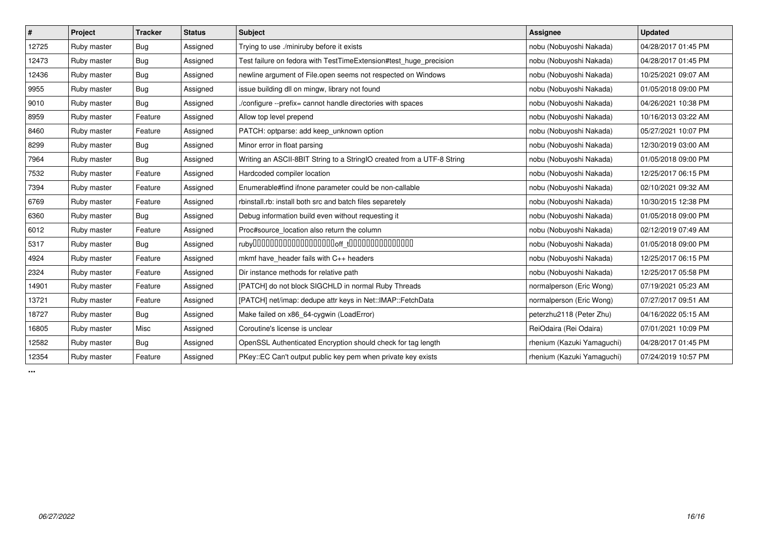| # | Project | Tracker | Status | Subject | Assignee | Updated |
|---|---|---|---|---|---|---|
| 12725 | Ruby master | Bug | Assigned | Trying to use ./miniruby before it exists | nobu (Nobuyoshi Nakada) | 04/28/2017 01:45 PM |
| 12473 | Ruby master | Bug | Assigned | Test failure on fedora with TestTimeExtension#test_huge_precision | nobu (Nobuyoshi Nakada) | 04/28/2017 01:45 PM |
| 12436 | Ruby master | Bug | Assigned | newline argument of File.open seems not respected on Windows | nobu (Nobuyoshi Nakada) | 10/25/2021 09:07 AM |
| 9955 | Ruby master | Bug | Assigned | issue building dll on mingw, library not found | nobu (Nobuyoshi Nakada) | 01/05/2018 09:00 PM |
| 9010 | Ruby master | Bug | Assigned | ./configure --prefix= cannot handle directories with spaces | nobu (Nobuyoshi Nakada) | 04/26/2021 10:38 PM |
| 8959 | Ruby master | Feature | Assigned | Allow top level prepend | nobu (Nobuyoshi Nakada) | 10/16/2013 03:22 AM |
| 8460 | Ruby master | Feature | Assigned | PATCH: optparse: add keep_unknown option | nobu (Nobuyoshi Nakada) | 05/27/2021 10:07 PM |
| 8299 | Ruby master | Bug | Assigned | Minor error in float parsing | nobu (Nobuyoshi Nakada) | 12/30/2019 03:00 AM |
| 7964 | Ruby master | Bug | Assigned | Writing an ASCII-8BIT String to a StringIO created from a UTF-8 String | nobu (Nobuyoshi Nakada) | 01/05/2018 09:00 PM |
| 7532 | Ruby master | Feature | Assigned | Hardcoded compiler location | nobu (Nobuyoshi Nakada) | 12/25/2017 06:15 PM |
| 7394 | Ruby master | Feature | Assigned | Enumerable#find ifnone parameter could be non-callable | nobu (Nobuyoshi Nakada) | 02/10/2021 09:32 AM |
| 6769 | Ruby master | Feature | Assigned | rbinstall.rb: install both src and batch files separetely | nobu (Nobuyoshi Nakada) | 10/30/2015 12:38 PM |
| 6360 | Ruby master | Bug | Assigned | Debug information build even without requesting it | nobu (Nobuyoshi Nakada) | 01/05/2018 09:00 PM |
| 6012 | Ruby master | Feature | Assigned | Proc#source_location also return the column | nobu (Nobuyoshi Nakada) | 02/12/2019 07:49 AM |
| 5317 | Ruby master | Bug | Assigned | ruby��������������������off_t���������������� | nobu (Nobuyoshi Nakada) | 01/05/2018 09:00 PM |
| 4924 | Ruby master | Feature | Assigned | mkmf have_header fails with C++ headers | nobu (Nobuyoshi Nakada) | 12/25/2017 06:15 PM |
| 2324 | Ruby master | Feature | Assigned | Dir instance methods for relative path | nobu (Nobuyoshi Nakada) | 12/25/2017 05:58 PM |
| 14901 | Ruby master | Feature | Assigned | [PATCH] do not block SIGCHLD in normal Ruby Threads | normalperson (Eric Wong) | 07/19/2021 05:23 AM |
| 13721 | Ruby master | Feature | Assigned | [PATCH] net/imap: dedupe attr keys in Net::IMAP::FetchData | normalperson (Eric Wong) | 07/27/2017 09:51 AM |
| 18727 | Ruby master | Bug | Assigned | Make failed on x86_64-cygwin (LoadError) | peterzhu2118 (Peter Zhu) | 04/16/2022 05:15 AM |
| 16805 | Ruby master | Misc | Assigned | Coroutine's license is unclear | ReiOdaira (Rei Odaira) | 07/01/2021 10:09 PM |
| 12582 | Ruby master | Bug | Assigned | OpenSSL Authenticated Encryption should check for tag length | rhenium (Kazuki Yamaguchi) | 04/28/2017 01:45 PM |
| 12354 | Ruby master | Feature | Assigned | PKey::EC Can't output public key pem when private key exists | rhenium (Kazuki Yamaguchi) | 07/24/2019 10:57 PM |

...